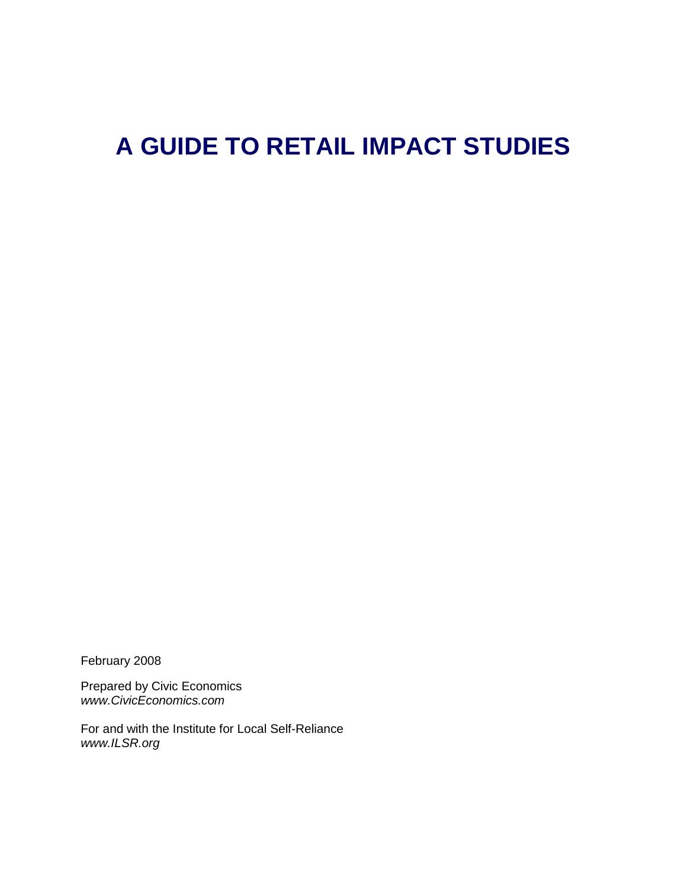# A GUIDE TO RETAIL IMPACT STUDIES

February 2008

Prepared by Civic Economics  
*www.CivicEconomics.com*

For and with the Institute for Local Self-Reliance  
*www.ILSR.org*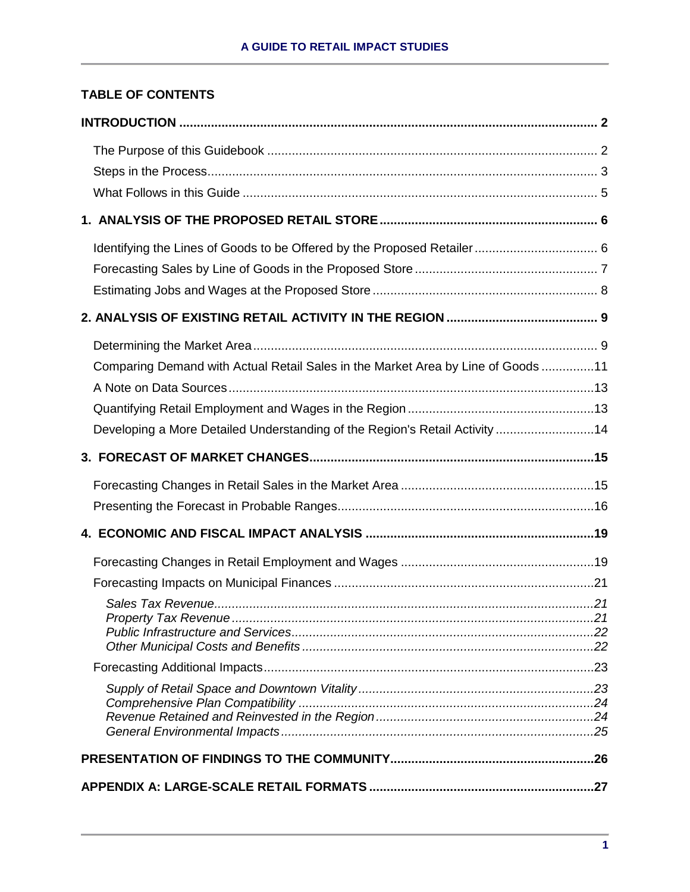## TABLE OF CONTENTS

**INTRODUCTION** ........................................................................................................ **2**

The Purpose of this Guidebook ............................................................................................. 2
Steps in the Process.............................................................................................................. 3
What Follows in this Guide .................................................................................................... 5

**1. ANALYSIS OF THE PROPOSED RETAIL STORE** ............................................................. **6**

Identifying the Lines of Goods to be Offered by the Proposed Retailer .................................. 6
Forecasting Sales by Line of Goods in the Proposed Store ................................................... 7
Estimating Jobs and Wages at the Proposed Store ............................................................... 8

**2. ANALYSIS OF EXISTING RETAIL ACTIVITY IN THE REGION** ........................................... **9**

Determining the Market Area ................................................................................................. 9
Comparing Demand with Actual Retail Sales in the Market Area by Line of Goods ...............11
A Note on Data Sources ........................................................................................................13
Quantifying Retail Employment and Wages in the Region .....................................................13
Developing a More Detailed Understanding of the Region's Retail Activity ............................14

**3. FORECAST OF MARKET CHANGES** ................................................................................ **15**

Forecasting Changes in Retail Sales in the Market Area .......................................................15
Presenting the Forecast in Probable Ranges ........................................................................16

**4. ECONOMIC AND FISCAL IMPACT ANALYSIS** ................................................................ **19**

Forecasting Changes in Retail Employment and Wages .......................................................19
Forecasting Impacts on Municipal Finances .........................................................................21

*Sales Tax Revenue* ...........................................................................................................*21*
*Property Tax Revenue* ......................................................................................................*21*
*Public Infrastructure and Services* .....................................................................................*22*
*Other Municipal Costs and Benefits* ..................................................................................*22*

Forecasting Additional Impacts .............................................................................................23

*Supply of Retail Space and Downtown Vitality* ...................................................................*23*
*Comprehensive Plan Compatibility* ....................................................................................*24*
*Revenue Retained and Reinvested in the Region* ..............................................................*24*
*General Environmental Impacts* .........................................................................................*25*

**PRESENTATION OF FINDINGS TO THE COMMUNITY** ........................................................ **26**

**APPENDIX A: LARGE-SCALE RETAIL FORMATS** ............................................................... **27**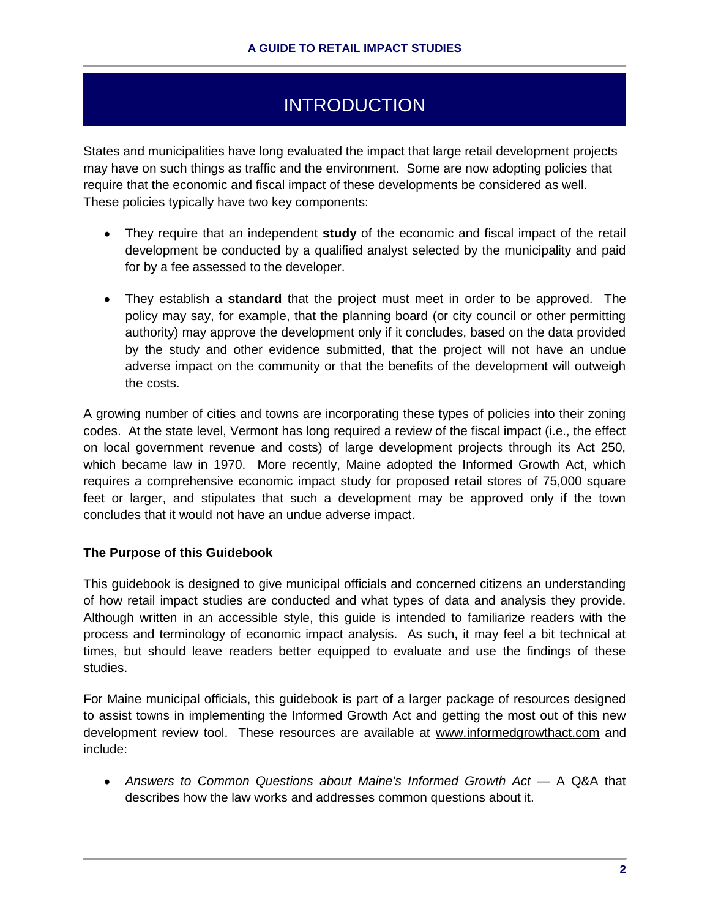# INTRODUCTION

States and municipalities have long evaluated the impact that large retail development projects may have on such things as traffic and the environment. Some are now adopting policies that require that the economic and fiscal impact of these developments be considered as well. These policies typically have two key components:

- They require that an independent **study** of the economic and fiscal impact of the retail development be conducted by a qualified analyst selected by the municipality and paid for by a fee assessed to the developer.

- They establish a **standard** that the project must meet in order to be approved. The policy may say, for example, that the planning board (or city council or other permitting authority) may approve the development only if it concludes, based on the data provided by the study and other evidence submitted, that the project will not have an undue adverse impact on the community or that the benefits of the development will outweigh the costs.

A growing number of cities and towns are incorporating these types of policies into their zoning codes. At the state level, Vermont has long required a review of the fiscal impact (i.e., the effect on local government revenue and costs) of large development projects through its Act 250, which became law in 1970. More recently, Maine adopted the Informed Growth Act, which requires a comprehensive economic impact study for proposed retail stores of 75,000 square feet or larger, and stipulates that such a development may be approved only if the town concludes that it would not have an undue adverse impact.

### The Purpose of this Guidebook

This guidebook is designed to give municipal officials and concerned citizens an understanding of how retail impact studies are conducted and what types of data and analysis they provide. Although written in an accessible style, this guide is intended to familiarize readers with the process and terminology of economic impact analysis. As such, it may feel a bit technical at times, but should leave readers better equipped to evaluate and use the findings of these studies.

For Maine municipal officials, this guidebook is part of a larger package of resources designed to assist towns in implementing the Informed Growth Act and getting the most out of this new development review tool. These resources are available at www.informedgrowthact.com and include:

- *Answers to Common Questions about Maine's Informed Growth Act* — A Q&A that describes how the law works and addresses common questions about it.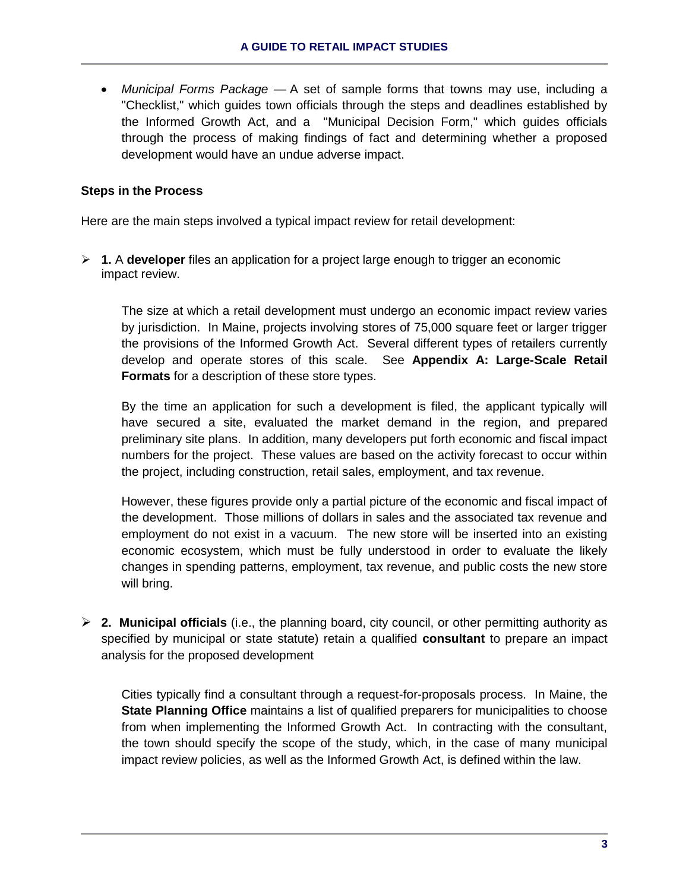- *Municipal Forms Package* — A set of sample forms that towns may use, including a "Checklist," which guides town officials through the steps and deadlines established by the Informed Growth Act, and a "Municipal Decision Form," which guides officials through the process of making findings of fact and determining whether a proposed development would have an undue adverse impact.

### Steps in the Process

Here are the main steps involved a typical impact review for retail development:

- **1.** A **developer** files an application for a project large enough to trigger an economic impact review.

  The size at which a retail development must undergo an economic impact review varies by jurisdiction. In Maine, projects involving stores of 75,000 square feet or larger trigger the provisions of the Informed Growth Act. Several different types of retailers currently develop and operate stores of this scale. See **Appendix A: Large-Scale Retail Formats** for a description of these store types.

  By the time an application for such a development is filed, the applicant typically will have secured a site, evaluated the market demand in the region, and prepared preliminary site plans. In addition, many developers put forth economic and fiscal impact numbers for the project. These values are based on the activity forecast to occur within the project, including construction, retail sales, employment, and tax revenue.

  However, these figures provide only a partial picture of the economic and fiscal impact of the development. Those millions of dollars in sales and the associated tax revenue and employment do not exist in a vacuum. The new store will be inserted into an existing economic ecosystem, which must be fully understood in order to evaluate the likely changes in spending patterns, employment, tax revenue, and public costs the new store will bring.

- **2. Municipal officials** (i.e., the planning board, city council, or other permitting authority as specified by municipal or state statute) retain a qualified **consultant** to prepare an impact analysis for the proposed development

  Cities typically find a consultant through a request-for-proposals process. In Maine, the **State Planning Office** maintains a list of qualified preparers for municipalities to choose from when implementing the Informed Growth Act. In contracting with the consultant, the town should specify the scope of the study, which, in the case of many municipal impact review policies, as well as the Informed Growth Act, is defined within the law.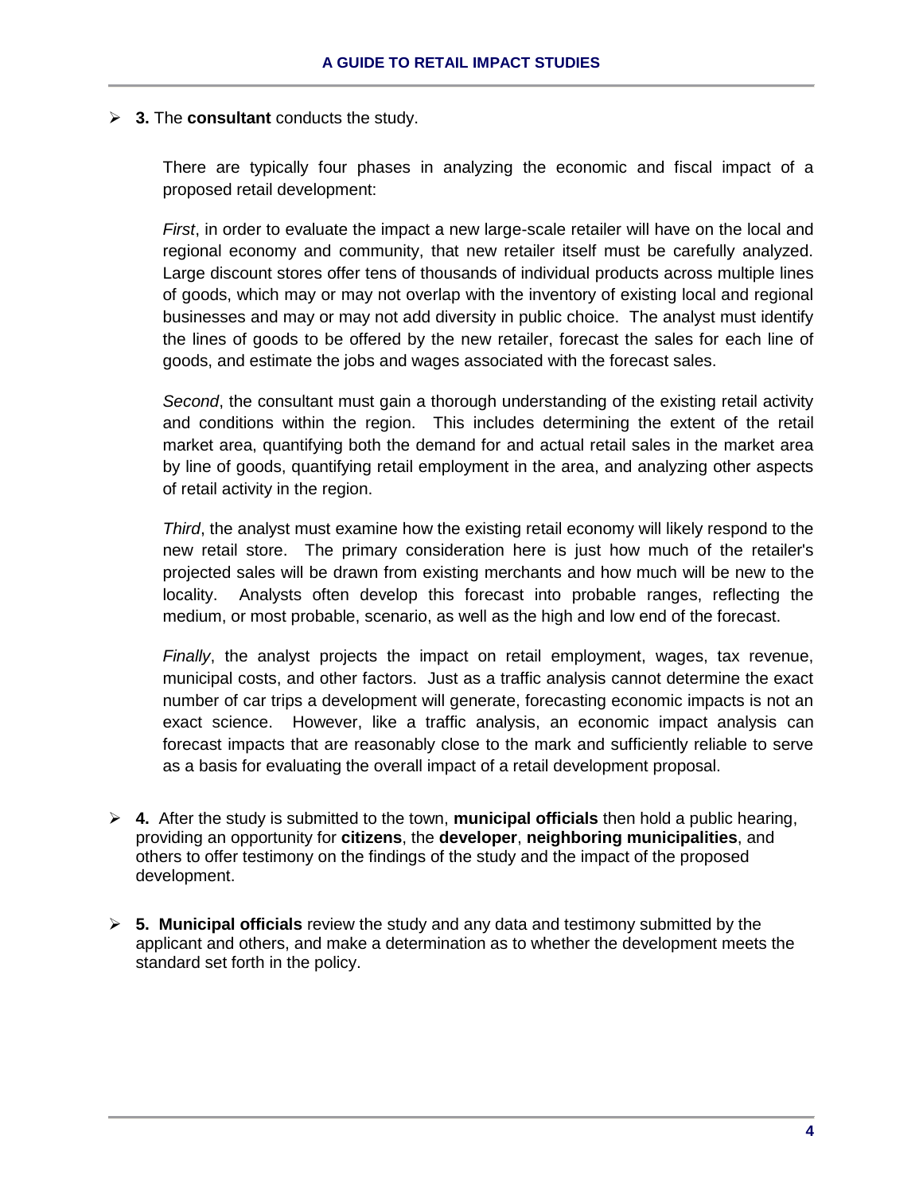- **3.** The **consultant** conducts the study.

  There are typically four phases in analyzing the economic and fiscal impact of a proposed retail development:

  *First*, in order to evaluate the impact a new large-scale retailer will have on the local and regional economy and community, that new retailer itself must be carefully analyzed. Large discount stores offer tens of thousands of individual products across multiple lines of goods, which may or may not overlap with the inventory of existing local and regional businesses and may or may not add diversity in public choice. The analyst must identify the lines of goods to be offered by the new retailer, forecast the sales for each line of goods, and estimate the jobs and wages associated with the forecast sales.

  *Second*, the consultant must gain a thorough understanding of the existing retail activity and conditions within the region. This includes determining the extent of the retail market area, quantifying both the demand for and actual retail sales in the market area by line of goods, quantifying retail employment in the area, and analyzing other aspects of retail activity in the region.

  *Third*, the analyst must examine how the existing retail economy will likely respond to the new retail store. The primary consideration here is just how much of the retailer's projected sales will be drawn from existing merchants and how much will be new to the locality. Analysts often develop this forecast into probable ranges, reflecting the medium, or most probable, scenario, as well as the high and low end of the forecast.

  *Finally*, the analyst projects the impact on retail employment, wages, tax revenue, municipal costs, and other factors. Just as a traffic analysis cannot determine the exact number of car trips a development will generate, forecasting economic impacts is not an exact science. However, like a traffic analysis, an economic impact analysis can forecast impacts that are reasonably close to the mark and sufficiently reliable to serve as a basis for evaluating the overall impact of a retail development proposal.

- **4.** After the study is submitted to the town, **municipal officials** then hold a public hearing, providing an opportunity for **citizens**, the **developer**, **neighboring municipalities**, and others to offer testimony on the findings of the study and the impact of the proposed development.

- **5. Municipal officials** review the study and any data and testimony submitted by the applicant and others, and make a determination as to whether the development meets the standard set forth in the policy.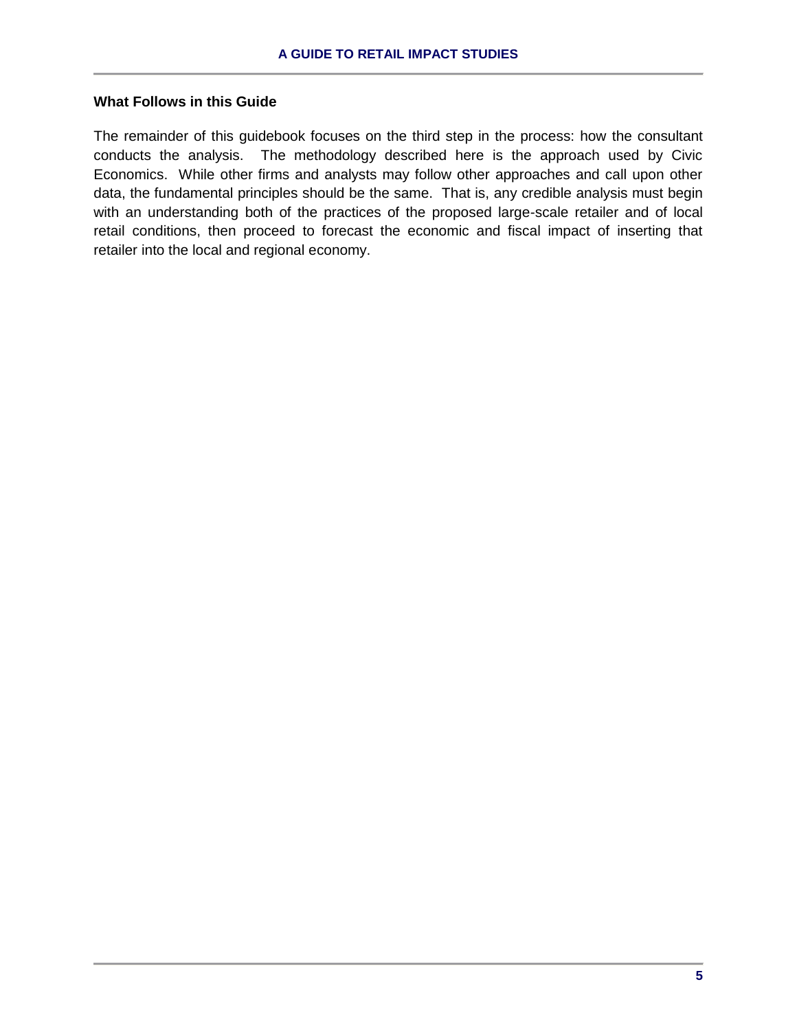### What Follows in this Guide

The remainder of this guidebook focuses on the third step in the process: how the consultant conducts the analysis. The methodology described here is the approach used by Civic Economics. While other firms and analysts may follow other approaches and call upon other data, the fundamental principles should be the same. That is, any credible analysis must begin with an understanding both of the practices of the proposed large-scale retailer and of local retail conditions, then proceed to forecast the economic and fiscal impact of inserting that retailer into the local and regional economy.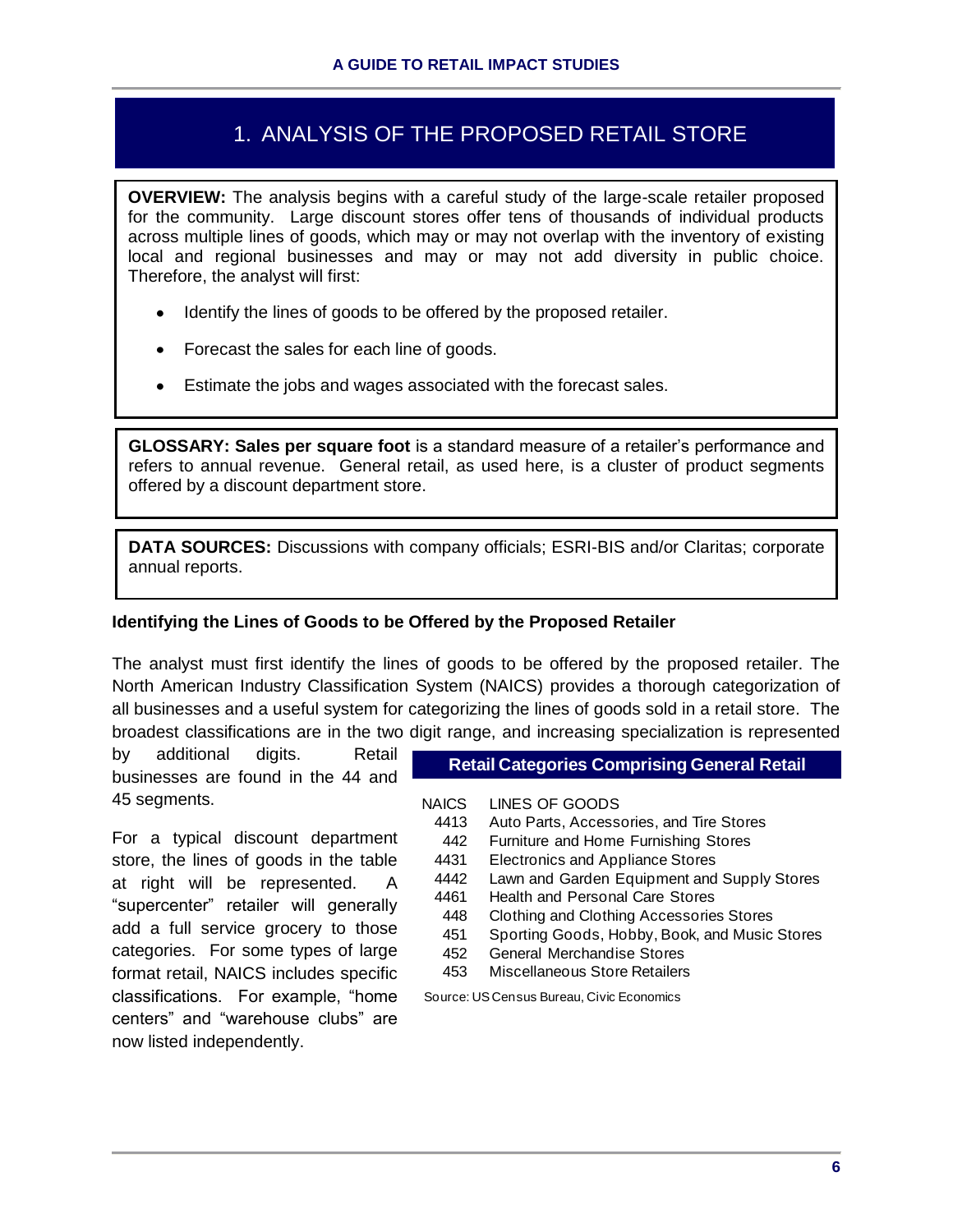# 1. ANALYSIS OF THE PROPOSED RETAIL STORE

**OVERVIEW:** The analysis begins with a careful study of the large-scale retailer proposed for the community. Large discount stores offer tens of thousands of individual products across multiple lines of goods, which may or may not overlap with the inventory of existing local and regional businesses and may or may not add diversity in public choice. Therefore, the analyst will first:

- Identify the lines of goods to be offered by the proposed retailer.
- Forecast the sales for each line of goods.
- Estimate the jobs and wages associated with the forecast sales.

**GLOSSARY: Sales per square foot** is a standard measure of a retailer's performance and refers to annual revenue. General retail, as used here, is a cluster of product segments offered by a discount department store.

**DATA SOURCES:** Discussions with company officials; ESRI-BIS and/or Claritas; corporate annual reports.

### Identifying the Lines of Goods to be Offered by the Proposed Retailer

The analyst must first identify the lines of goods to be offered by the proposed retailer. The North American Industry Classification System (NAICS) provides a thorough categorization of all businesses and a useful system for categorizing the lines of goods sold in a retail store. The broadest classifications are in the two digit range, and increasing specialization is represented by additional digits. Retail businesses are found in the 44 and 45 segments.

For a typical discount department store, the lines of goods in the table at right will be represented. A "supercenter" retailer will generally add a full service grocery to those categories. For some types of large format retail, NAICS includes specific classifications. For example, "home centers" and "warehouse clubs" are now listed independently.

**Retail Categories Comprising General Retail**

| NAICS | LINES OF GOODS |
|---|---|
| 4413 | Auto Parts, Accessories, and Tire Stores |
| 442 | Furniture and Home Furnishing Stores |
| 4431 | Electronics and Appliance Stores |
| 4442 | Lawn and Garden Equipment and Supply Stores |
| 4461 | Health and Personal Care Stores |
| 448 | Clothing and Clothing Accessories Stores |
| 451 | Sporting Goods, Hobby, Book, and Music Stores |
| 452 | General Merchandise Stores |
| 453 | Miscellaneous Store Retailers |

Source: US Census Bureau, Civic Economics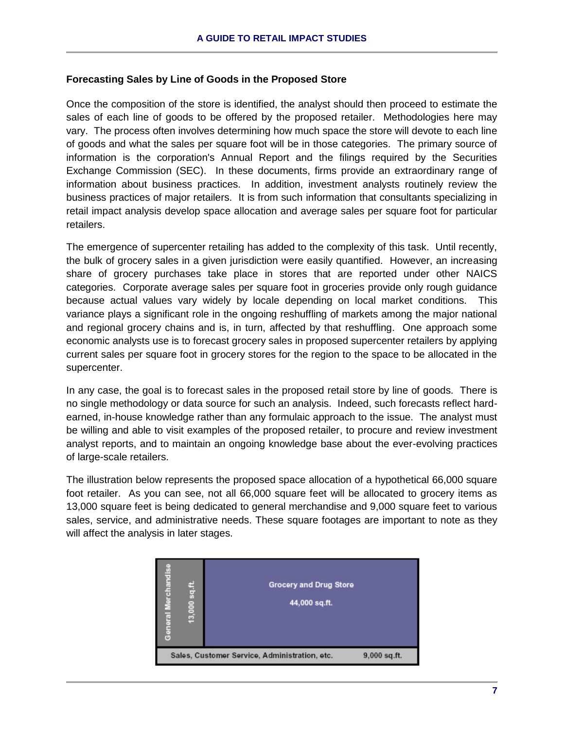### Forecasting Sales by Line of Goods in the Proposed Store

Once the composition of the store is identified, the analyst should then proceed to estimate the sales of each line of goods to be offered by the proposed retailer. Methodologies here may vary. The process often involves determining how much space the store will devote to each line of goods and what the sales per square foot will be in those categories. The primary source of information is the corporation's Annual Report and the filings required by the Securities Exchange Commission (SEC). In these documents, firms provide an extraordinary range of information about business practices. In addition, investment analysts routinely review the business practices of major retailers. It is from such information that consultants specializing in retail impact analysis develop space allocation and average sales per square foot for particular retailers.

The emergence of supercenter retailing has added to the complexity of this task. Until recently, the bulk of grocery sales in a given jurisdiction were easily quantified. However, an increasing share of grocery purchases take place in stores that are reported under other NAICS categories. Corporate average sales per square foot in groceries provide only rough guidance because actual values vary widely by locale depending on local market conditions. This variance plays a significant role in the ongoing reshuffling of markets among the major national and regional grocery chains and is, in turn, affected by that reshuffling. One approach some economic analysts use is to forecast grocery sales in proposed supercenter retailers by applying current sales per square foot in grocery stores for the region to the space to be allocated in the supercenter.

In any case, the goal is to forecast sales in the proposed retail store by line of goods. There is no single methodology or data source for such an analysis. Indeed, such forecasts reflect hard-earned, in-house knowledge rather than any formulaic approach to the issue. The analyst must be willing and able to visit examples of the proposed retailer, to procure and review investment analyst reports, and to maintain an ongoing knowledge base about the ever-evolving practices of large-scale retailers.

The illustration below represents the proposed space allocation of a hypothetical 66,000 square foot retailer. As you can see, not all 66,000 square feet will be allocated to grocery items as 13,000 square feet is being dedicated to general merchandise and 9,000 square feet to various sales, service, and administrative needs. These square footages are important to note as they will affect the analysis in later stages.

| General Merchandise 13,000 sq.ft. | Grocery and Drug Store 44,000 sq.ft. |
|---|---|
| Sales, Customer Service, Administration, etc. | 9,000 sq.ft. |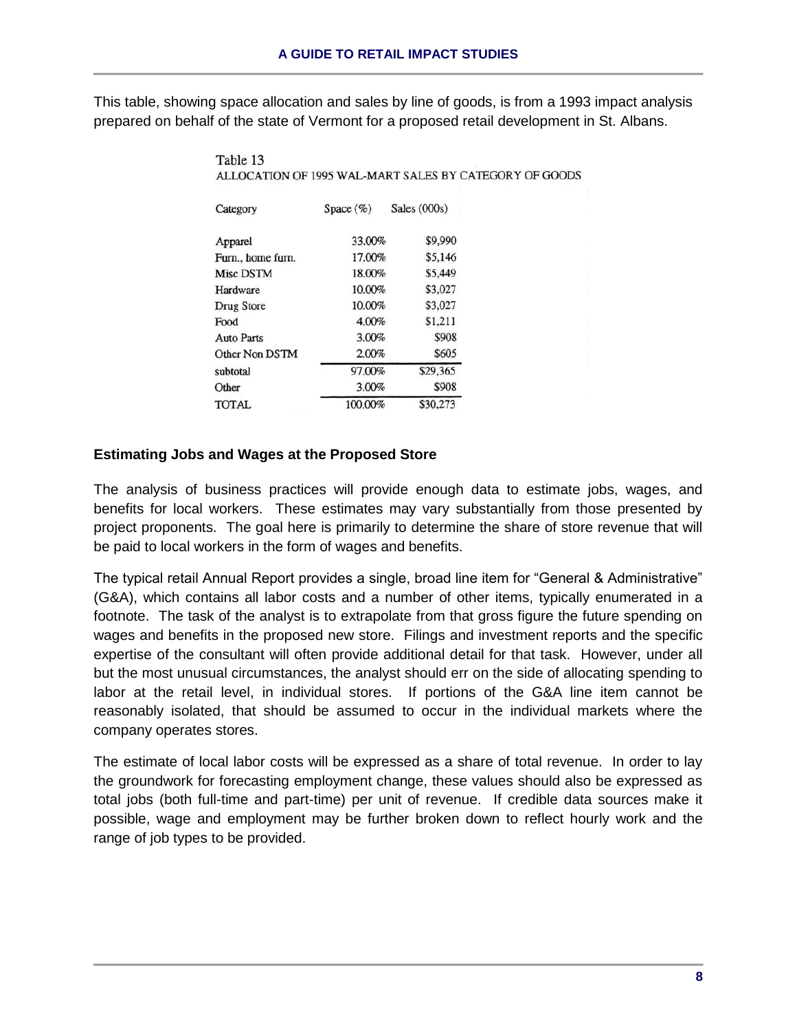This table, showing space allocation and sales by line of goods, is from a 1993 impact analysis prepared on behalf of the state of Vermont for a proposed retail development in St. Albans.

Table 13
ALLOCATION OF 1995 WAL-MART SALES BY CATEGORY OF GOODS

| Category | Space (%) | Sales (000s) |
|---|---|---|
| Apparel | 33.00% | $9,990 |
| Furn., home furn. | 17.00% | $5,146 |
| Misc DSTM | 18.00% | $5,449 |
| Hardware | 10.00% | $3,027 |
| Drug Store | 10.00% | $3,027 |
| Food | 4.00% | $1,211 |
| Auto Parts | 3.00% | $908 |
| Other Non DSTM | 2.00% | $605 |
| subtotal | 97.00% | $29,365 |
| Other | 3.00% | $908 |
| TOTAL | 100.00% | $30,273 |

### Estimating Jobs and Wages at the Proposed Store

The analysis of business practices will provide enough data to estimate jobs, wages, and benefits for local workers. These estimates may vary substantially from those presented by project proponents. The goal here is primarily to determine the share of store revenue that will be paid to local workers in the form of wages and benefits.

The typical retail Annual Report provides a single, broad line item for "General & Administrative" (G&A), which contains all labor costs and a number of other items, typically enumerated in a footnote. The task of the analyst is to extrapolate from that gross figure the future spending on wages and benefits in the proposed new store. Filings and investment reports and the specific expertise of the consultant will often provide additional detail for that task. However, under all but the most unusual circumstances, the analyst should err on the side of allocating spending to labor at the retail level, in individual stores. If portions of the G&A line item cannot be reasonably isolated, that should be assumed to occur in the individual markets where the company operates stores.

The estimate of local labor costs will be expressed as a share of total revenue. In order to lay the groundwork for forecasting employment change, these values should also be expressed as total jobs (both full-time and part-time) per unit of revenue. If credible data sources make it possible, wage and employment may be further broken down to reflect hourly work and the range of job types to be provided.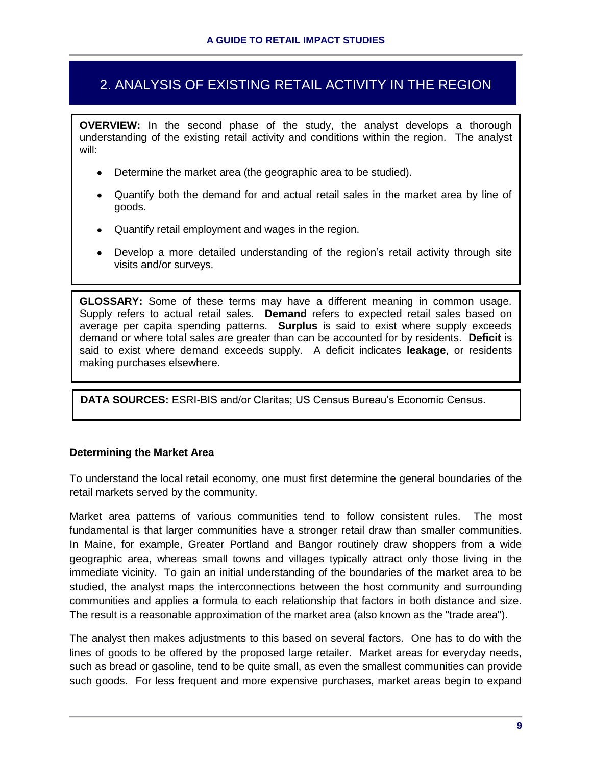## 2. ANALYSIS OF EXISTING RETAIL ACTIVITY IN THE REGION

**OVERVIEW:** In the second phase of the study, the analyst develops a thorough understanding of the existing retail activity and conditions within the region. The analyst will:

- Determine the market area (the geographic area to be studied).
- Quantify both the demand for and actual retail sales in the market area by line of goods.
- Quantify retail employment and wages in the region.
- Develop a more detailed understanding of the region's retail activity through site visits and/or surveys.

**GLOSSARY:** Some of these terms may have a different meaning in common usage. Supply refers to actual retail sales. **Demand** refers to expected retail sales based on average per capita spending patterns. **Surplus** is said to exist where supply exceeds demand or where total sales are greater than can be accounted for by residents. **Deficit** is said to exist where demand exceeds supply. A deficit indicates **leakage**, or residents making purchases elsewhere.

**DATA SOURCES:** ESRI-BIS and/or Claritas; US Census Bureau's Economic Census.

### Determining the Market Area

To understand the local retail economy, one must first determine the general boundaries of the retail markets served by the community.

Market area patterns of various communities tend to follow consistent rules. The most fundamental is that larger communities have a stronger retail draw than smaller communities. In Maine, for example, Greater Portland and Bangor routinely draw shoppers from a wide geographic area, whereas small towns and villages typically attract only those living in the immediate vicinity. To gain an initial understanding of the boundaries of the market area to be studied, the analyst maps the interconnections between the host community and surrounding communities and applies a formula to each relationship that factors in both distance and size. The result is a reasonable approximation of the market area (also known as the "trade area").

The analyst then makes adjustments to this based on several factors. One has to do with the lines of goods to be offered by the proposed large retailer. Market areas for everyday needs, such as bread or gasoline, tend to be quite small, as even the smallest communities can provide such goods. For less frequent and more expensive purchases, market areas begin to expand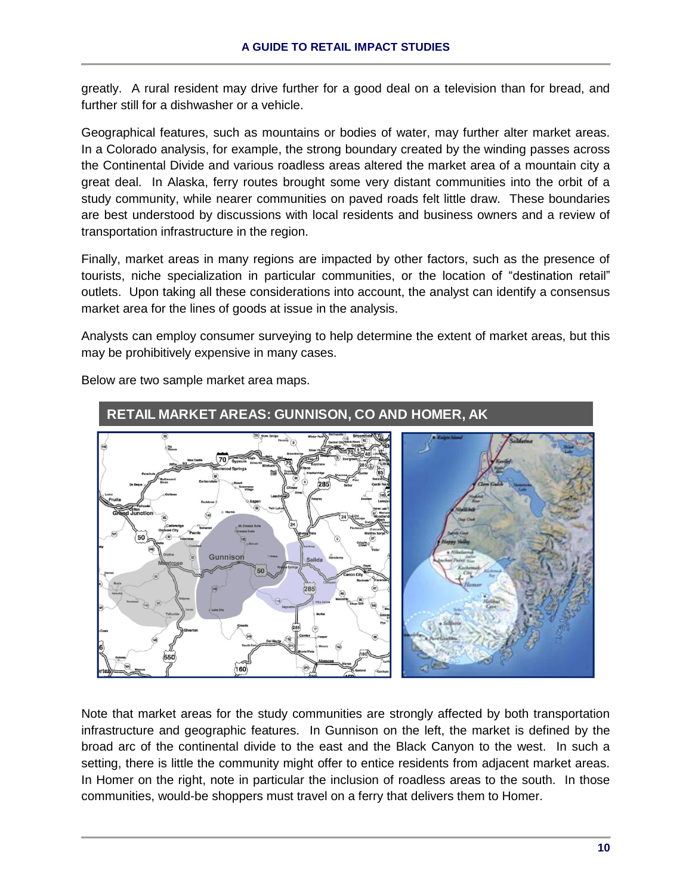greatly. A rural resident may drive further for a good deal on a television than for bread, and further still for a dishwasher or a vehicle.

Geographical features, such as mountains or bodies of water, may further alter market areas. In a Colorado analysis, for example, the strong boundary created by the winding passes across the Continental Divide and various roadless areas altered the market area of a mountain city a great deal. In Alaska, ferry routes brought some very distant communities into the orbit of a study community, while nearer communities on paved roads felt little draw. These boundaries are best understood by discussions with local residents and business owners and a review of transportation infrastructure in the region.

Finally, market areas in many regions are impacted by other factors, such as the presence of tourists, niche specialization in particular communities, or the location of "destination retail" outlets. Upon taking all these considerations into account, the analyst can identify a consensus market area for the lines of goods at issue in the analysis.

Analysts can employ consumer surveying to help determine the extent of market areas, but this may be prohibitively expensive in many cases.

Below are two sample market area maps.

**RETAIL MARKET AREAS: GUNNISON, CO AND HOMER, AK**

Note that market areas for the study communities are strongly affected by both transportation infrastructure and geographic features. In Gunnison on the left, the market is defined by the broad arc of the continental divide to the east and the Black Canyon to the west. In such a setting, there is little the community might offer to entice residents from adjacent market areas. In Homer on the right, note in particular the inclusion of roadless areas to the south. In those communities, would-be shoppers must travel on a ferry that delivers them to Homer.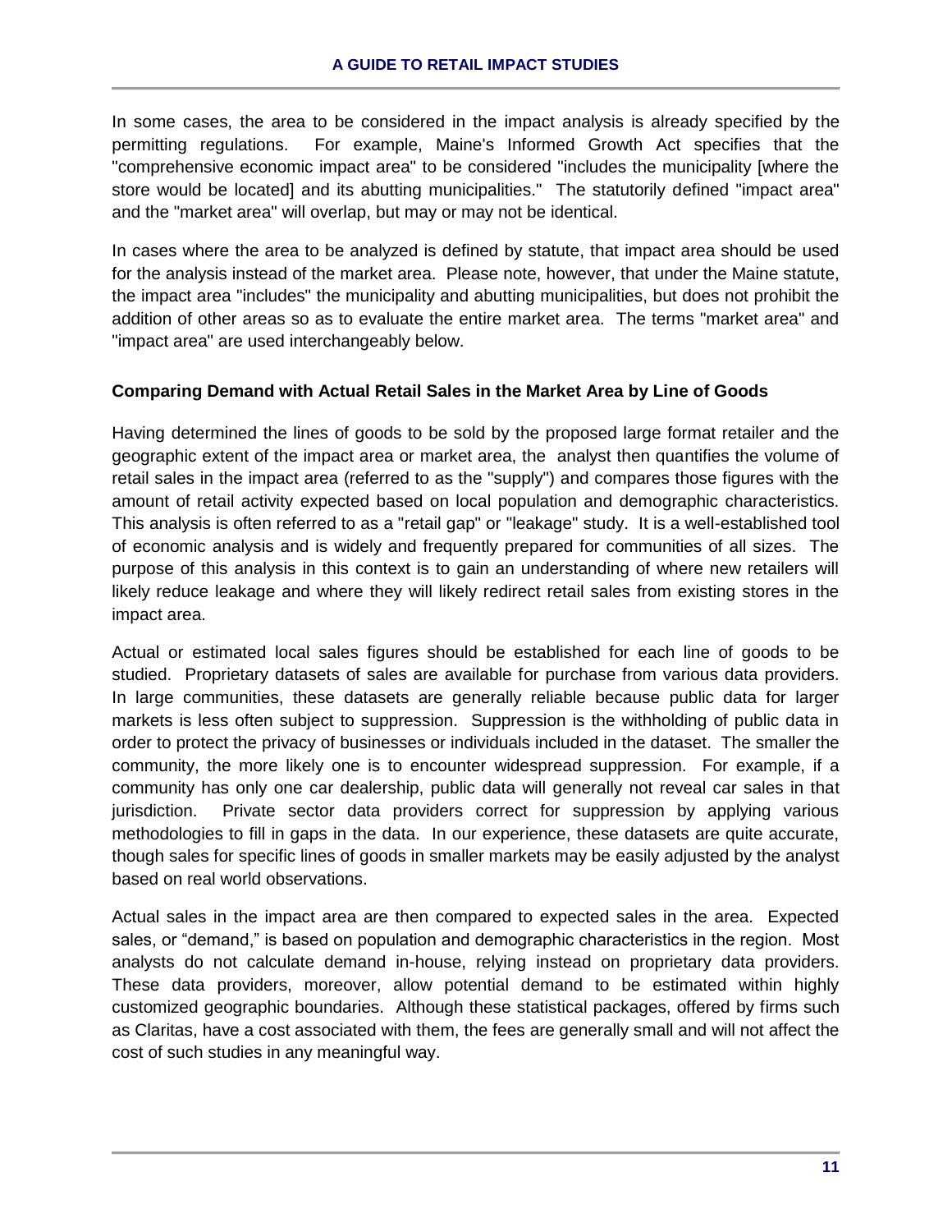In some cases, the area to be considered in the impact analysis is already specified by the permitting regulations. For example, Maine's Informed Growth Act specifies that the "comprehensive economic impact area" to be considered "includes the municipality [where the store would be located] and its abutting municipalities." The statutorily defined "impact area" and the "market area" will overlap, but may or may not be identical.

In cases where the area to be analyzed is defined by statute, that impact area should be used for the analysis instead of the market area. Please note, however, that under the Maine statute, the impact area "includes" the municipality and abutting municipalities, but does not prohibit the addition of other areas so as to evaluate the entire market area. The terms "market area" and "impact area" are used interchangeably below.

**Comparing Demand with Actual Retail Sales in the Market Area by Line of Goods**

Having determined the lines of goods to be sold by the proposed large format retailer and the geographic extent of the impact area or market area, the analyst then quantifies the volume of retail sales in the impact area (referred to as the "supply") and compares those figures with the amount of retail activity expected based on local population and demographic characteristics. This analysis is often referred to as a "retail gap" or "leakage" study. It is a well-established tool of economic analysis and is widely and frequently prepared for communities of all sizes. The purpose of this analysis in this context is to gain an understanding of where new retailers will likely reduce leakage and where they will likely redirect retail sales from existing stores in the impact area.

Actual or estimated local sales figures should be established for each line of goods to be studied. Proprietary datasets of sales are available for purchase from various data providers. In large communities, these datasets are generally reliable because public data for larger markets is less often subject to suppression. Suppression is the withholding of public data in order to protect the privacy of businesses or individuals included in the dataset. The smaller the community, the more likely one is to encounter widespread suppression. For example, if a community has only one car dealership, public data will generally not reveal car sales in that jurisdiction. Private sector data providers correct for suppression by applying various methodologies to fill in gaps in the data. In our experience, these datasets are quite accurate, though sales for specific lines of goods in smaller markets may be easily adjusted by the analyst based on real world observations.

Actual sales in the impact area are then compared to expected sales in the area. Expected sales, or "demand," is based on population and demographic characteristics in the region. Most analysts do not calculate demand in-house, relying instead on proprietary data providers. These data providers, moreover, allow potential demand to be estimated within highly customized geographic boundaries. Although these statistical packages, offered by firms such as Claritas, have a cost associated with them, the fees are generally small and will not affect the cost of such studies in any meaningful way.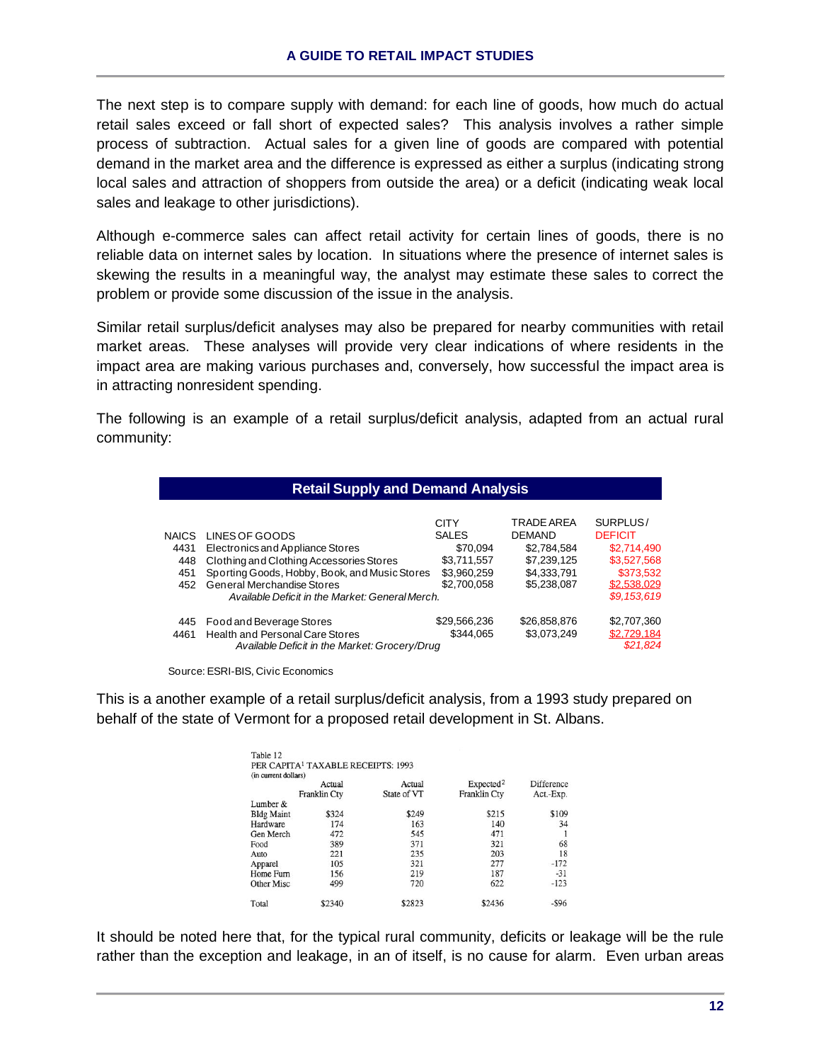The next step is to compare supply with demand: for each line of goods, how much do actual retail sales exceed or fall short of expected sales? This analysis involves a rather simple process of subtraction. Actual sales for a given line of goods are compared with potential demand in the market area and the difference is expressed as either a surplus (indicating strong local sales and attraction of shoppers from outside the area) or a deficit (indicating weak local sales and leakage to other jurisdictions).

Although e-commerce sales can affect retail activity for certain lines of goods, there is no reliable data on internet sales by location. In situations where the presence of internet sales is skewing the results in a meaningful way, the analyst may estimate these sales to correct the problem or provide some discussion of the issue in the analysis.

Similar retail surplus/deficit analyses may also be prepared for nearby communities with retail market areas. These analyses will provide very clear indications of where residents in the impact area are making various purchases and, conversely, how successful the impact area is in attracting nonresident spending.

The following is an example of a retail surplus/deficit analysis, adapted from an actual rural community:

**Retail Supply and Demand Analysis**

| NAICS | LINES OF GOODS | CITY SALES | TRADE AREA DEMAND | SURPLUS/ DEFICIT |
|---|---|---|---|---|
| 4431 | Electronics and Appliance Stores | $70,094 | $2,784,584 | $2,714,490 |
| 448 | Clothing and Clothing Accessories Stores | $3,711,557 | $7,239,125 | $3,527,568 |
| 451 | Sporting Goods, Hobby, Book, and Music Stores | $3,960,259 | $4,333,791 | $373,532 |
| 452 | General Merchandise Stores | $2,700,058 | $5,238,087 | $2,538,029 |
| | *Available Deficit in the Market: General Merch.* | | | *$9,153,619* |
| 445 | Food and Beverage Stores | $29,566,236 | $26,858,876 | $2,707,360 |
| 4461 | Health and Personal Care Stores | $344,065 | $3,073,249 | $2,729,184 |
| | *Available Deficit in the Market: Grocery/Drug* | | | *$21,824* |

Source: ESRI-BIS, Civic Economics

This is a another example of a retail surplus/deficit analysis, from a 1993 study prepared on behalf of the state of Vermont for a proposed retail development in St. Albans.

Table 12
PER CAPITA[1] TAXABLE RECEIPTS: 1993
(in current dollars)

| | Actual Franklin Cty | Actual State of VT | Expected[2] Franklin Cty | Difference Act.-Exp. |
|---|---|---|---|---|
| Lumber & Bldg Maint | $324 | $249 | $215 | $109 |
| Hardware | 174 | 163 | 140 | 34 |
| Gen Merch | 472 | 545 | 471 | 1 |
| Food | 389 | 371 | 321 | 68 |
| Auto | 221 | 235 | 203 | 18 |
| Apparel | 105 | 321 | 277 | -172 |
| Home Furn | 156 | 219 | 187 | -31 |
| Other Misc | 499 | 720 | 622 | -123 |
| Total | $2340 | $2823 | $2436 | -$96 |

It should be noted here that, for the typical rural community, deficits or leakage will be the rule rather than the exception and leakage, in an of itself, is no cause for alarm. Even urban areas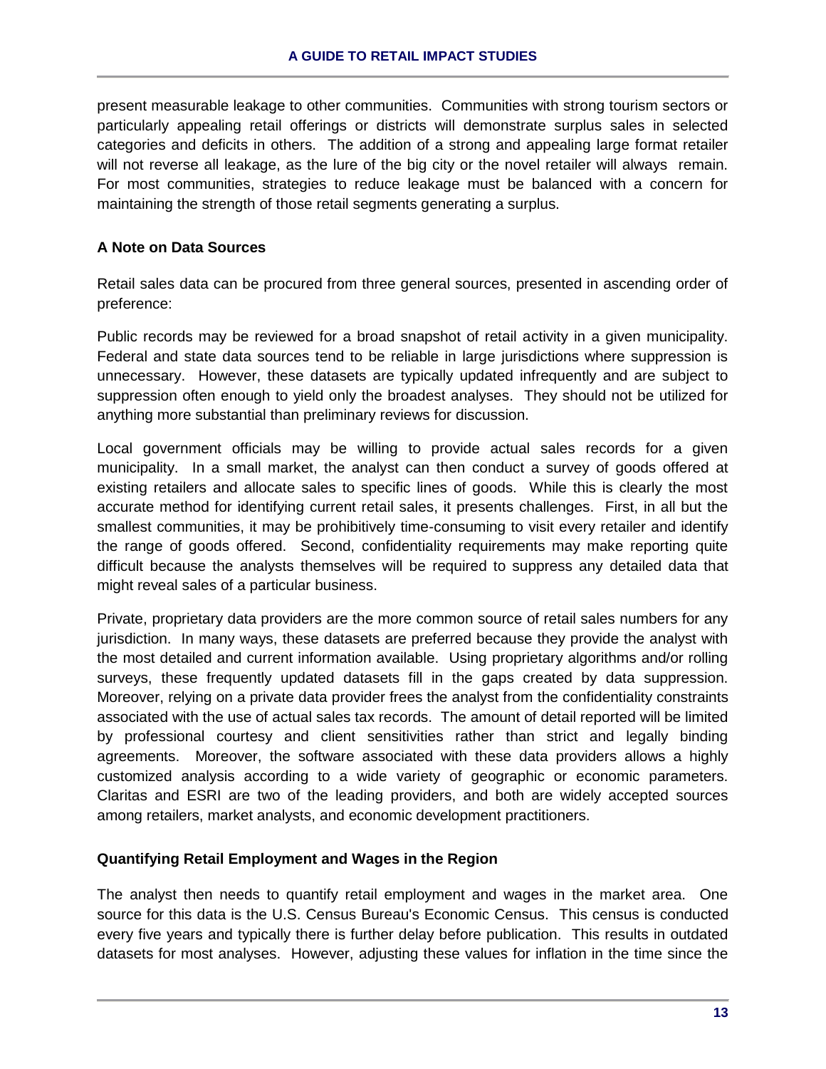present measurable leakage to other communities. Communities with strong tourism sectors or particularly appealing retail offerings or districts will demonstrate surplus sales in selected categories and deficits in others. The addition of a strong and appealing large format retailer will not reverse all leakage, as the lure of the big city or the novel retailer will always remain. For most communities, strategies to reduce leakage must be balanced with a concern for maintaining the strength of those retail segments generating a surplus.

### A Note on Data Sources

Retail sales data can be procured from three general sources, presented in ascending order of preference:

Public records may be reviewed for a broad snapshot of retail activity in a given municipality. Federal and state data sources tend to be reliable in large jurisdictions where suppression is unnecessary. However, these datasets are typically updated infrequently and are subject to suppression often enough to yield only the broadest analyses. They should not be utilized for anything more substantial than preliminary reviews for discussion.

Local government officials may be willing to provide actual sales records for a given municipality. In a small market, the analyst can then conduct a survey of goods offered at existing retailers and allocate sales to specific lines of goods. While this is clearly the most accurate method for identifying current retail sales, it presents challenges. First, in all but the smallest communities, it may be prohibitively time-consuming to visit every retailer and identify the range of goods offered. Second, confidentiality requirements may make reporting quite difficult because the analysts themselves will be required to suppress any detailed data that might reveal sales of a particular business.

Private, proprietary data providers are the more common source of retail sales numbers for any jurisdiction. In many ways, these datasets are preferred because they provide the analyst with the most detailed and current information available. Using proprietary algorithms and/or rolling surveys, these frequently updated datasets fill in the gaps created by data suppression. Moreover, relying on a private data provider frees the analyst from the confidentiality constraints associated with the use of actual sales tax records. The amount of detail reported will be limited by professional courtesy and client sensitivities rather than strict and legally binding agreements. Moreover, the software associated with these data providers allows a highly customized analysis according to a wide variety of geographic or economic parameters. Claritas and ESRI are two of the leading providers, and both are widely accepted sources among retailers, market analysts, and economic development practitioners.

### Quantifying Retail Employment and Wages in the Region

The analyst then needs to quantify retail employment and wages in the market area. One source for this data is the U.S. Census Bureau's Economic Census. This census is conducted every five years and typically there is further delay before publication. This results in outdated datasets for most analyses. However, adjusting these values for inflation in the time since the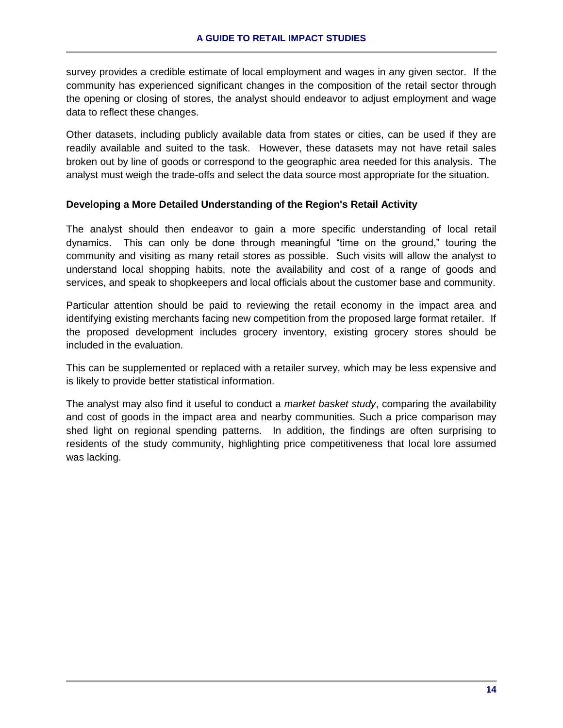survey provides a credible estimate of local employment and wages in any given sector. If the community has experienced significant changes in the composition of the retail sector through the opening or closing of stores, the analyst should endeavor to adjust employment and wage data to reflect these changes.

Other datasets, including publicly available data from states or cities, can be used if they are readily available and suited to the task. However, these datasets may not have retail sales broken out by line of goods or correspond to the geographic area needed for this analysis. The analyst must weigh the trade-offs and select the data source most appropriate for the situation.

**Developing a More Detailed Understanding of the Region's Retail Activity**

The analyst should then endeavor to gain a more specific understanding of local retail dynamics. This can only be done through meaningful "time on the ground," touring the community and visiting as many retail stores as possible. Such visits will allow the analyst to understand local shopping habits, note the availability and cost of a range of goods and services, and speak to shopkeepers and local officials about the customer base and community.

Particular attention should be paid to reviewing the retail economy in the impact area and identifying existing merchants facing new competition from the proposed large format retailer. If the proposed development includes grocery inventory, existing grocery stores should be included in the evaluation.

This can be supplemented or replaced with a retailer survey, which may be less expensive and is likely to provide better statistical information.

The analyst may also find it useful to conduct a *market basket study*, comparing the availability and cost of goods in the impact area and nearby communities. Such a price comparison may shed light on regional spending patterns. In addition, the findings are often surprising to residents of the study community, highlighting price competitiveness that local lore assumed was lacking.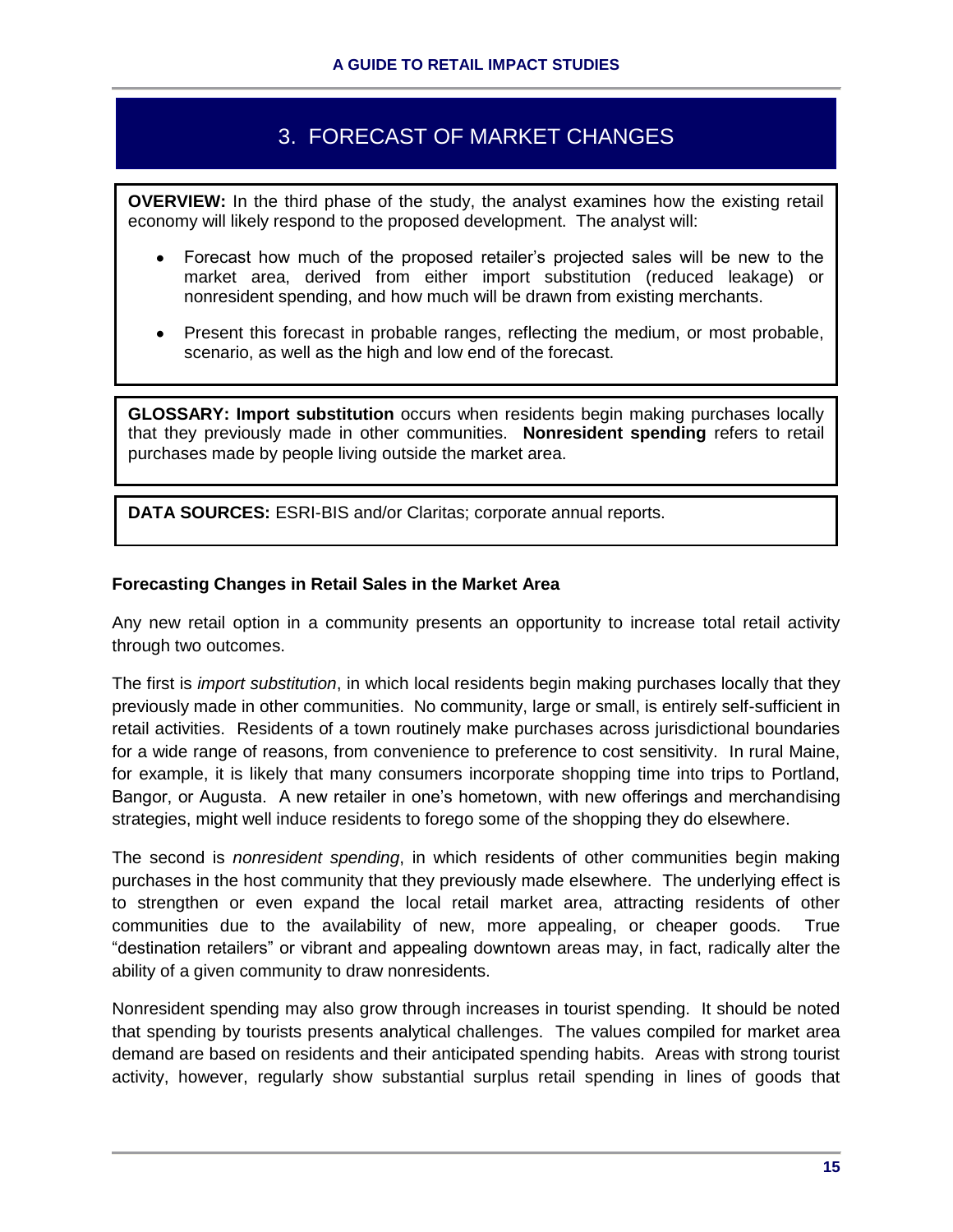# 3. FORECAST OF MARKET CHANGES

**OVERVIEW:** In the third phase of the study, the analyst examines how the existing retail economy will likely respond to the proposed development. The analyst will:

- Forecast how much of the proposed retailer's projected sales will be new to the market area, derived from either import substitution (reduced leakage) or nonresident spending, and how much will be drawn from existing merchants.
- Present this forecast in probable ranges, reflecting the medium, or most probable, scenario, as well as the high and low end of the forecast.

**GLOSSARY: Import substitution** occurs when residents begin making purchases locally that they previously made in other communities. **Nonresident spending** refers to retail purchases made by people living outside the market area.

**DATA SOURCES:** ESRI-BIS and/or Claritas; corporate annual reports.

### Forecasting Changes in Retail Sales in the Market Area

Any new retail option in a community presents an opportunity to increase total retail activity through two outcomes.

The first is *import substitution*, in which local residents begin making purchases locally that they previously made in other communities. No community, large or small, is entirely self-sufficient in retail activities. Residents of a town routinely make purchases across jurisdictional boundaries for a wide range of reasons, from convenience to preference to cost sensitivity. In rural Maine, for example, it is likely that many consumers incorporate shopping time into trips to Portland, Bangor, or Augusta. A new retailer in one's hometown, with new offerings and merchandising strategies, might well induce residents to forego some of the shopping they do elsewhere.

The second is *nonresident spending*, in which residents of other communities begin making purchases in the host community that they previously made elsewhere. The underlying effect is to strengthen or even expand the local retail market area, attracting residents of other communities due to the availability of new, more appealing, or cheaper goods. True "destination retailers" or vibrant and appealing downtown areas may, in fact, radically alter the ability of a given community to draw nonresidents.

Nonresident spending may also grow through increases in tourist spending. It should be noted that spending by tourists presents analytical challenges. The values compiled for market area demand are based on residents and their anticipated spending habits. Areas with strong tourist activity, however, regularly show substantial surplus retail spending in lines of goods that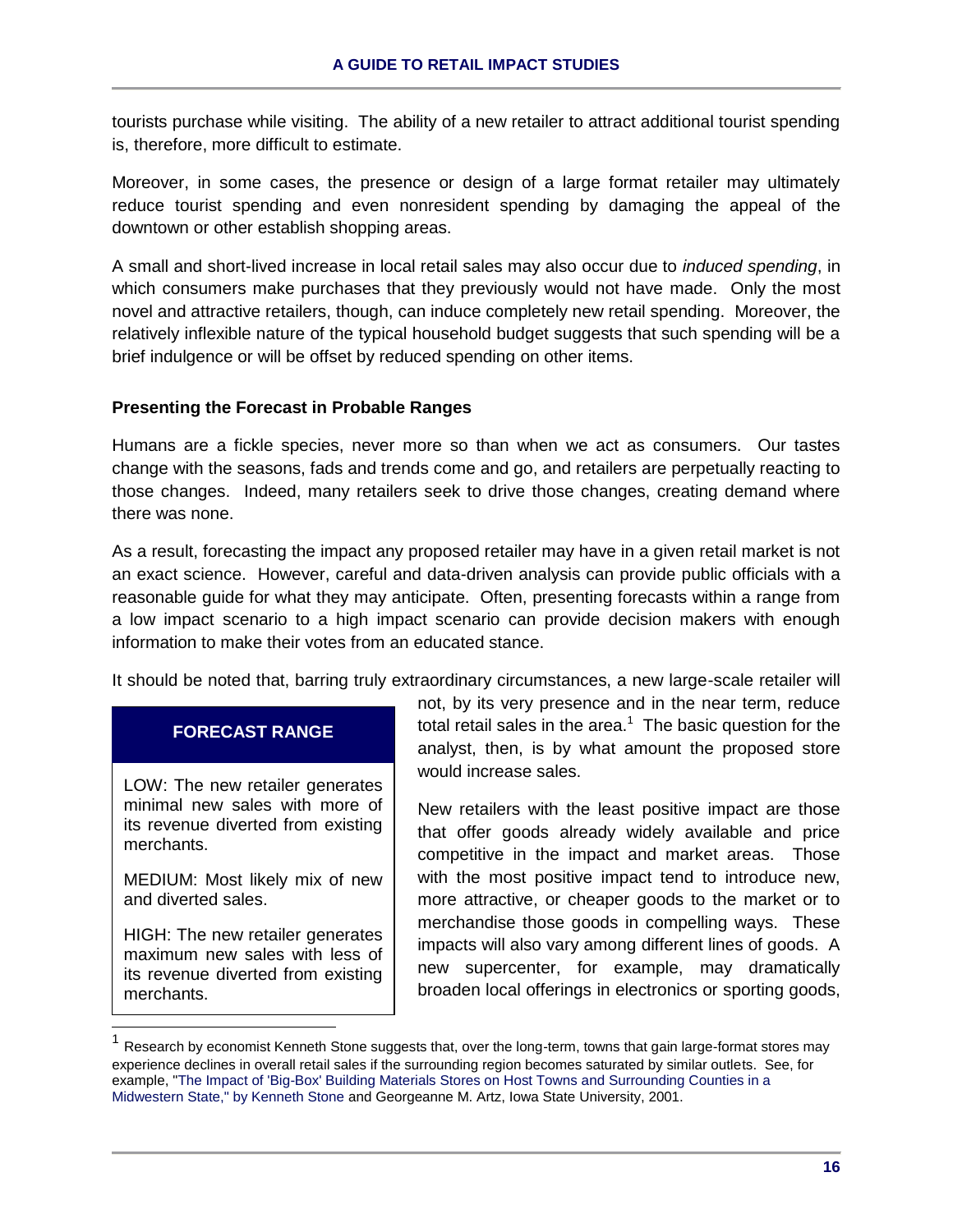tourists purchase while visiting. The ability of a new retailer to attract additional tourist spending is, therefore, more difficult to estimate.

Moreover, in some cases, the presence or design of a large format retailer may ultimately reduce tourist spending and even nonresident spending by damaging the appeal of the downtown or other establish shopping areas.

A small and short-lived increase in local retail sales may also occur due to *induced spending*, in which consumers make purchases that they previously would not have made. Only the most novel and attractive retailers, though, can induce completely new retail spending. Moreover, the relatively inflexible nature of the typical household budget suggests that such spending will be a brief indulgence or will be offset by reduced spending on other items.

### Presenting the Forecast in Probable Ranges

Humans are a fickle species, never more so than when we act as consumers. Our tastes change with the seasons, fads and trends come and go, and retailers are perpetually reacting to those changes. Indeed, many retailers seek to drive those changes, creating demand where there was none.

As a result, forecasting the impact any proposed retailer may have in a given retail market is not an exact science. However, careful and data-driven analysis can provide public officials with a reasonable guide for what they may anticipate. Often, presenting forecasts within a range from a low impact scenario to a high impact scenario can provide decision makers with enough information to make their votes from an educated stance.

It should be noted that, barring truly extraordinary circumstances, a new large-scale retailer will not, by its very presence and in the near term, reduce total retail sales in the area.[1] The basic question for the analyst, then, is by what amount the proposed store would increase sales.

**FORECAST RANGE**

LOW: The new retailer generates minimal new sales with more of its revenue diverted from existing merchants.

MEDIUM: Most likely mix of new and diverted sales.

HIGH: The new retailer generates maximum new sales with less of its revenue diverted from existing merchants.

New retailers with the least positive impact are those that offer goods already widely available and price competitive in the impact and market areas. Those with the most positive impact tend to introduce new, more attractive, or cheaper goods to the market or to merchandise those goods in compelling ways. These impacts will also vary among different lines of goods. A new supercenter, for example, may dramatically broaden local offerings in electronics or sporting goods,

---

[1] Research by economist Kenneth Stone suggests that, over the long-term, towns that gain large-format stores may experience declines in overall retail sales if the surrounding region becomes saturated by similar outlets. See, for example, "The Impact of 'Big-Box' Building Materials Stores on Host Towns and Surrounding Counties in a Midwestern State," by Kenneth Stone and Georgeanne M. Artz, Iowa State University, 2001.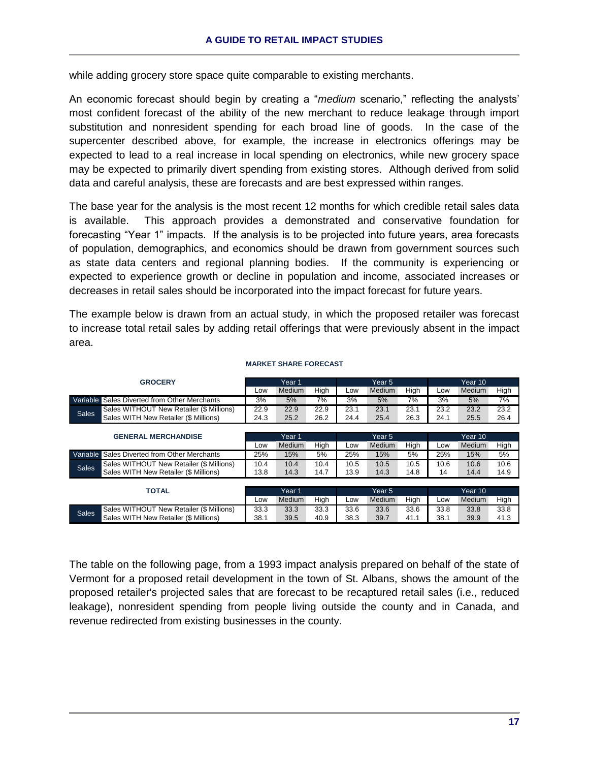while adding grocery store space quite comparable to existing merchants.

An economic forecast should begin by creating a "*medium* scenario," reflecting the analysts' most confident forecast of the ability of the new merchant to reduce leakage through import substitution and nonresident spending for each broad line of goods. In the case of the supercenter described above, for example, the increase in electronics offerings may be expected to lead to a real increase in local spending on electronics, while new grocery space may be expected to primarily divert spending from existing stores. Although derived from solid data and careful analysis, these are forecasts and are best expressed within ranges.

The base year for the analysis is the most recent 12 months for which credible retail sales data is available. This approach provides a demonstrated and conservative foundation for forecasting "Year 1" impacts. If the analysis is to be projected into future years, area forecasts of population, demographics, and economics should be drawn from government sources such as state data centers and regional planning bodies. If the community is experiencing or expected to experience growth or decline in population and income, associated increases or decreases in retail sales should be incorporated into the impact forecast for future years.

The example below is drawn from an actual study, in which the proposed retailer was forecast to increase total retail sales by adding retail offerings that were previously absent in the impact area.

**MARKET SHARE FORECAST**

| GROCERY | | Year 1 | | | Year 5 | | | Year 10 | | |
|---|---|---|---|---|---|---|---|---|---|---|
| | | Low | Medium | High | Low | Medium | High | Low | Medium | High |
| Variable | Sales Diverted from Other Merchants | 3% | 5% | 7% | 3% | 5% | 7% | 3% | 5% | 7% |
| Sales | Sales WITHOUT New Retailer ($ Millions) | 22.9 | 22.9 | 22.9 | 23.1 | 23.1 | 23.1 | 23.2 | 23.2 | 23.2 |
| | Sales WITH New Retailer ($ Millions) | 24.3 | 25.2 | 26.2 | 24.4 | 25.4 | 26.3 | 24.1 | 25.5 | 26.4 |

| GENERAL MERCHANDISE | | Year 1 | | | Year 5 | | | Year 10 | | |
|---|---|---|---|---|---|---|---|---|---|---|
| | | Low | Medium | High | Low | Medium | High | Low | Medium | High |
| Variable | Sales Diverted from Other Merchants | 25% | 15% | 5% | 25% | 15% | 5% | 25% | 15% | 5% |
| Sales | Sales WITHOUT New Retailer ($ Millions) | 10.4 | 10.4 | 10.4 | 10.5 | 10.5 | 10.5 | 10.6 | 10.6 | 10.6 |
| | Sales WITH New Retailer ($ Millions) | 13.8 | 14.3 | 14.7 | 13.9 | 14.3 | 14.8 | 14 | 14.4 | 14.9 |

| TOTAL | | Year 1 | | | Year 5 | | | Year 10 | | |
|---|---|---|---|---|---|---|---|---|---|---|
| | | Low | Medium | High | Low | Medium | High | Low | Medium | High |
| Sales | Sales WITHOUT New Retailer ($ Millions) | 33.3 | 33.3 | 33.3 | 33.6 | 33.6 | 33.6 | 33.8 | 33.8 | 33.8 |
| | Sales WITH New Retailer ($ Millions) | 38.1 | 39.5 | 40.9 | 38.3 | 39.7 | 41.1 | 38.1 | 39.9 | 41.3 |

The table on the following page, from a 1993 impact analysis prepared on behalf of the state of Vermont for a proposed retail development in the town of St. Albans, shows the amount of the proposed retailer's projected sales that are forecast to be recaptured retail sales (i.e., reduced leakage), nonresident spending from people living outside the county and in Canada, and revenue redirected from existing businesses in the county.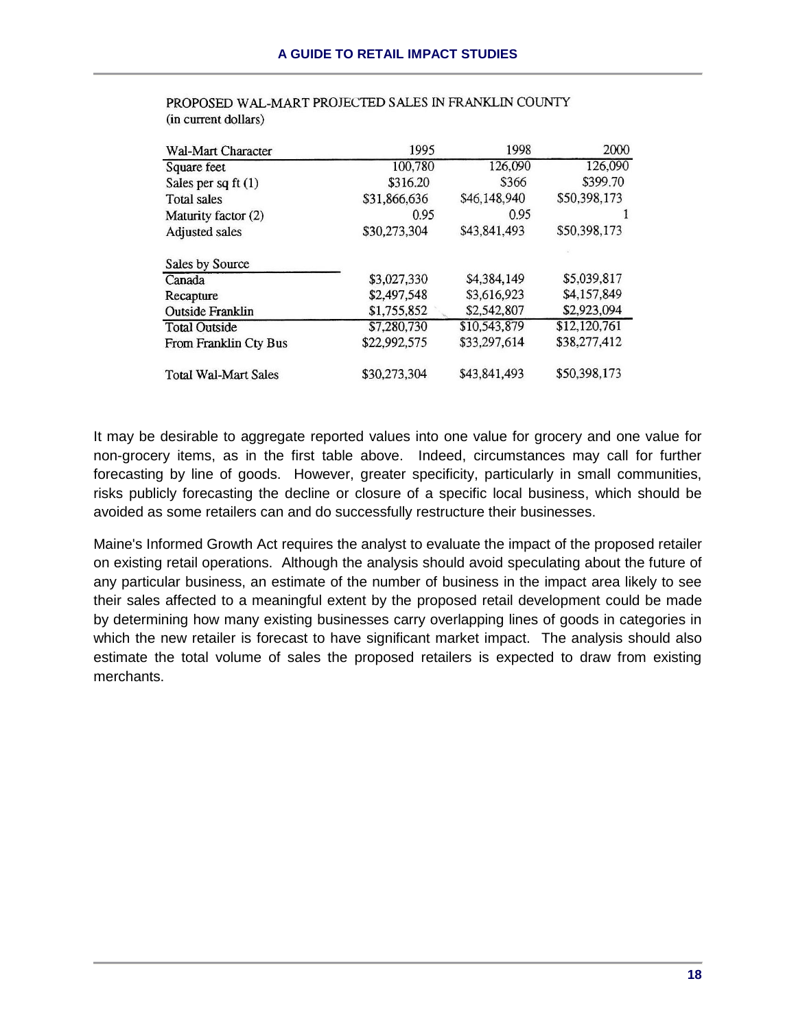PROPOSED WAL-MART PROJECTED SALES IN FRANKLIN COUNTY
(in current dollars)

| Wal-Mart Character | 1995 | 1998 | 2000 |
|---|---|---|---|
| Square feet | 100,780 | 126,090 | 126,090 |
| Sales per sq ft (1) | $316.20 | $366 | $399.70 |
| Total sales | $31,866,636 | $46,148,940 | $50,398,173 |
| Maturity factor (2) | 0.95 | 0.95 | 1 |
| Adjusted sales | $30,273,304 | $43,841,493 | $50,398,173 |
| | | | |
| Sales by Source | | | |
| Canada | $3,027,330 | $4,384,149 | $5,039,817 |
| Recapture | $2,497,548 | $3,616,923 | $4,157,849 |
| Outside Franklin | $1,755,852 | $2,542,807 | $2,923,094 |
| Total Outside | $7,280,730 | $10,543,879 | $12,120,761 |
| From Franklin Cty Bus | $22,992,575 | $33,297,614 | $38,277,412 |
| | | | |
| Total Wal-Mart Sales | $30,273,304 | $43,841,493 | $50,398,173 |

It may be desirable to aggregate reported values into one value for grocery and one value for non-grocery items, as in the first table above. Indeed, circumstances may call for further forecasting by line of goods. However, greater specificity, particularly in small communities, risks publicly forecasting the decline or closure of a specific local business, which should be avoided as some retailers can and do successfully restructure their businesses.

Maine's Informed Growth Act requires the analyst to evaluate the impact of the proposed retailer on existing retail operations. Although the analysis should avoid speculating about the future of any particular business, an estimate of the number of business in the impact area likely to see their sales affected to a meaningful extent by the proposed retail development could be made by determining how many existing businesses carry overlapping lines of goods in categories in which the new retailer is forecast to have significant market impact. The analysis should also estimate the total volume of sales the proposed retailers is expected to draw from existing merchants.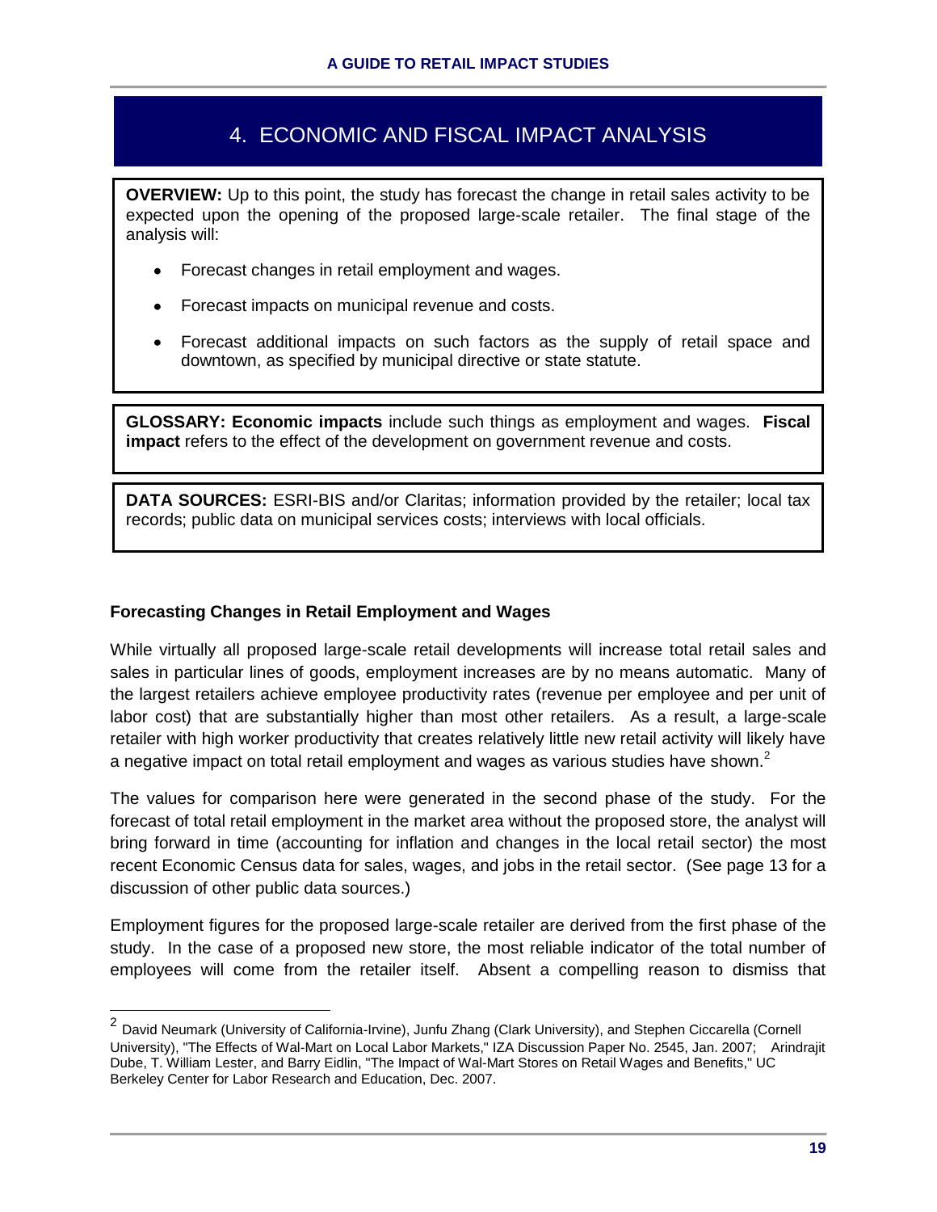# 4. ECONOMIC AND FISCAL IMPACT ANALYSIS

**OVERVIEW:** Up to this point, the study has forecast the change in retail sales activity to be expected upon the opening of the proposed large-scale retailer. The final stage of the analysis will:

- Forecast changes in retail employment and wages.
- Forecast impacts on municipal revenue and costs.
- Forecast additional impacts on such factors as the supply of retail space and downtown, as specified by municipal directive or state statute.

**GLOSSARY: Economic impacts** include such things as employment and wages. **Fiscal impact** refers to the effect of the development on government revenue and costs.

**DATA SOURCES:** ESRI-BIS and/or Claritas; information provided by the retailer; local tax records; public data on municipal services costs; interviews with local officials.

### Forecasting Changes in Retail Employment and Wages

While virtually all proposed large-scale retail developments will increase total retail sales and sales in particular lines of goods, employment increases are by no means automatic. Many of the largest retailers achieve employee productivity rates (revenue per employee and per unit of labor cost) that are substantially higher than most other retailers. As a result, a large-scale retailer with high worker productivity that creates relatively little new retail activity will likely have a negative impact on total retail employment and wages as various studies have shown.[2]

The values for comparison here were generated in the second phase of the study. For the forecast of total retail employment in the market area without the proposed store, the analyst will bring forward in time (accounting for inflation and changes in the local retail sector) the most recent Economic Census data for sales, wages, and jobs in the retail sector. (See page 13 for a discussion of other public data sources.)

Employment figures for the proposed large-scale retailer are derived from the first phase of the study. In the case of a proposed new store, the most reliable indicator of the total number of employees will come from the retailer itself. Absent a compelling reason to dismiss that

[2] David Neumark (University of California-Irvine), Junfu Zhang (Clark University), and Stephen Ciccarella (Cornell University), "The Effects of Wal-Mart on Local Labor Markets," IZA Discussion Paper No. 2545, Jan. 2007; Arindrajit Dube, T. William Lester, and Barry Eidlin, "The Impact of Wal-Mart Stores on Retail Wages and Benefits," UC Berkeley Center for Labor Research and Education, Dec. 2007.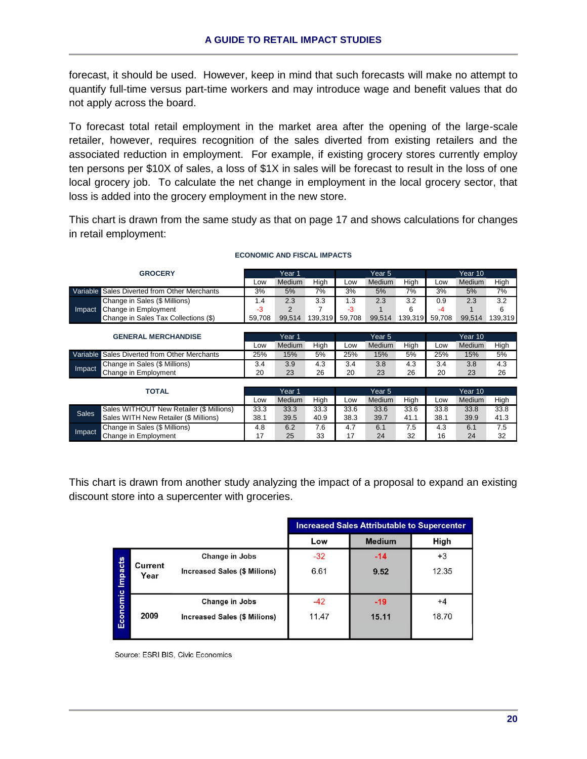forecast, it should be used. However, keep in mind that such forecasts will make no attempt to quantify full-time versus part-time workers and may introduce wage and benefit values that do not apply across the board.

To forecast total retail employment in the market area after the opening of the large-scale retailer, however, requires recognition of the sales diverted from existing retailers and the associated reduction in employment. For example, if existing grocery stores currently employ ten persons per $10X of sales, a loss of $1X in sales will be forecast to result in the loss of one local grocery job. To calculate the net change in employment in the local grocery sector, that loss is added into the grocery employment in the new store.

This chart is drawn from the same study as that on page 17 and shows calculations for changes in retail employment:

**ECONOMIC AND FISCAL IMPACTS**

| GROCERY | | Year 1 | | | Year 5 | | | Year 10 | | |
|---|---|---|---|---|---|---|---|---|---|---|
| | | Low | Medium | High | Low | Medium | High | Low | Medium | High |
| Variable | Sales Diverted from Other Merchants | 3% | 5% | 7% | 3% | 5% | 7% | 3% | 5% | 7% |
| Impact | Change in Sales ($ Millions) | 1.4 | 2.3 | 3.3 | 1.3 | 2.3 | 3.2 | 0.9 | 2.3 | 3.2 |
| | Change in Employment | -3 | 2 | 7 | -3 | 1 | 6 | -4 | 1 | 6 |
| | Change in Sales Tax Collections ($) | 59,708 | 99,514 | 139,319 | 59,708 | 99,514 | 139,319 | 59,708 | 99,514 | 139,319 |

| GENERAL MERCHANDISE | | Year 1 | | | Year 5 | | | Year 10 | | |
|---|---|---|---|---|---|---|---|---|---|---|
| | | Low | Medium | High | Low | Medium | High | Low | Medium | High |
| Variable | Sales Diverted from Other Merchants | 25% | 15% | 5% | 25% | 15% | 5% | 25% | 15% | 5% |
| Impact | Change in Sales ($ Millions) | 3.4 | 3.9 | 4.3 | 3.4 | 3.8 | 4.3 | 3.4 | 3.8 | 4.3 |
| | Change in Employment | 20 | 23 | 26 | 20 | 23 | 26 | 20 | 23 | 26 |

| TOTAL | | Year 1 | | | Year 5 | | | Year 10 | | |
|---|---|---|---|---|---|---|---|---|---|---|
| | | Low | Medium | High | Low | Medium | High | Low | Medium | High |
| Sales | Sales WITHOUT New Retailer ($ Millions) | 33.3 | 33.3 | 33.3 | 33.6 | 33.6 | 33.6 | 33.8 | 33.8 | 33.8 |
| | Sales WITH New Retailer ($ Millions) | 38.1 | 39.5 | 40.9 | 38.3 | 39.7 | 41.1 | 38.1 | 39.9 | 41.3 |
| Impact | Change in Sales ($ Millions) | 4.8 | 6.2 | 7.6 | 4.7 | 6.1 | 7.5 | 4.3 | 6.1 | 7.5 |
| | Change in Employment | 17 | 25 | 33 | 17 | 24 | 32 | 16 | 24 | 32 |

This chart is drawn from another study analyzing the impact of a proposal to expand an existing discount store into a supercenter with groceries.

| Economic Impacts | | | Increased Sales Attributable to Supercenter | | |
|---|---|---|---|---|---|
| | | | Low | Medium | High |
| | Current Year | Change in Jobs | -32 | -14 | +3 |
| | | Increased Sales ($ Milions) | 6.61 | 9.52 | 12.35 |
| | 2009 | Change in Jobs | -42 | -19 | +4 |
| | | Increased Sales ($ Milions) | 11.47 | 15.11 | 18.70 |

Source: ESRI BIS, Civic Economics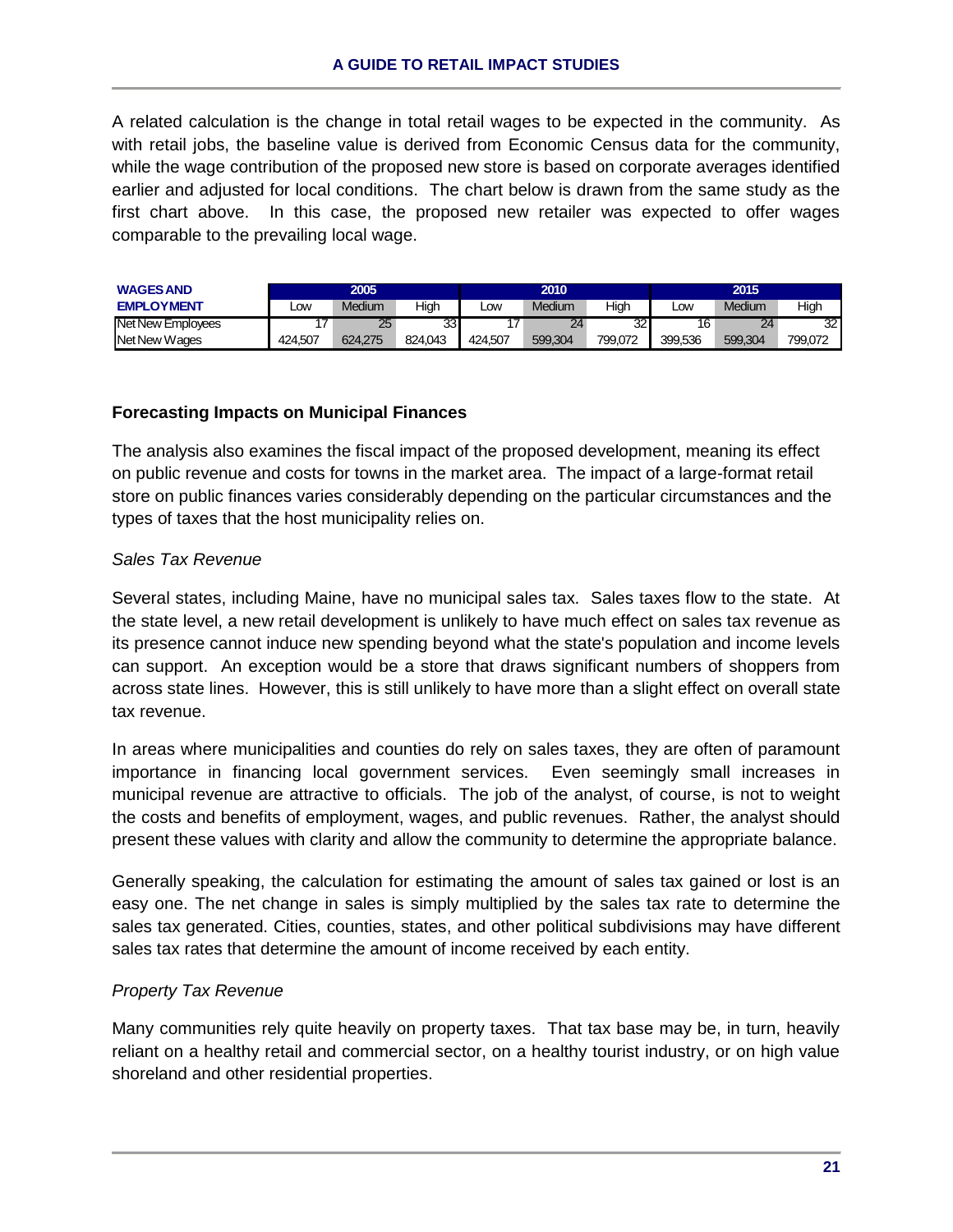A related calculation is the change in total retail wages to be expected in the community. As with retail jobs, the baseline value is derived from Economic Census data for the community, while the wage contribution of the proposed new store is based on corporate averages identified earlier and adjusted for local conditions. The chart below is drawn from the same study as the first chart above. In this case, the proposed new retailer was expected to offer wages comparable to the prevailing local wage.

| WAGES AND EMPLOYMENT | 2005 | | | 2010 | | | 2015 | | |
|---|---|---|---|---|---|---|---|---|---|
| | Low | Medium | High | Low | Medium | High | Low | Medium | High |
| Net New Employees | 17 | 25 | 33 | 17 | 24 | 32 | 16 | 24 | 32 |
| Net New Wages | 424,507 | 624,275 | 824,043 | 424,507 | 599,304 | 799,072 | 399,536 | 599,304 | 799,072 |

### Forecasting Impacts on Municipal Finances

The analysis also examines the fiscal impact of the proposed development, meaning its effect on public revenue and costs for towns in the market area. The impact of a large-format retail store on public finances varies considerably depending on the particular circumstances and the types of taxes that the host municipality relies on.

*Sales Tax Revenue*

Several states, including Maine, have no municipal sales tax. Sales taxes flow to the state. At the state level, a new retail development is unlikely to have much effect on sales tax revenue as its presence cannot induce new spending beyond what the state's population and income levels can support. An exception would be a store that draws significant numbers of shoppers from across state lines. However, this is still unlikely to have more than a slight effect on overall state tax revenue.

In areas where municipalities and counties do rely on sales taxes, they are often of paramount importance in financing local government services. Even seemingly small increases in municipal revenue are attractive to officials. The job of the analyst, of course, is not to weight the costs and benefits of employment, wages, and public revenues. Rather, the analyst should present these values with clarity and allow the community to determine the appropriate balance.

Generally speaking, the calculation for estimating the amount of sales tax gained or lost is an easy one. The net change in sales is simply multiplied by the sales tax rate to determine the sales tax generated. Cities, counties, states, and other political subdivisions may have different sales tax rates that determine the amount of income received by each entity.

*Property Tax Revenue*

Many communities rely quite heavily on property taxes. That tax base may be, in turn, heavily reliant on a healthy retail and commercial sector, on a healthy tourist industry, or on high value shoreland and other residential properties.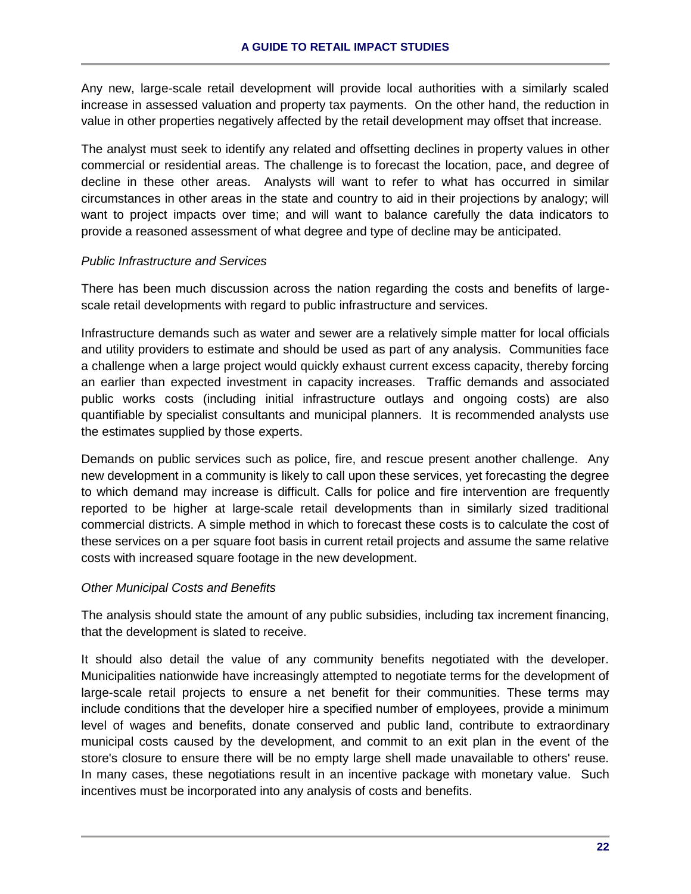Any new, large-scale retail development will provide local authorities with a similarly scaled increase in assessed valuation and property tax payments. On the other hand, the reduction in value in other properties negatively affected by the retail development may offset that increase.

The analyst must seek to identify any related and offsetting declines in property values in other commercial or residential areas. The challenge is to forecast the location, pace, and degree of decline in these other areas. Analysts will want to refer to what has occurred in similar circumstances in other areas in the state and country to aid in their projections by analogy; will want to project impacts over time; and will want to balance carefully the data indicators to provide a reasoned assessment of what degree and type of decline may be anticipated.

*Public Infrastructure and Services*

There has been much discussion across the nation regarding the costs and benefits of large-scale retail developments with regard to public infrastructure and services.

Infrastructure demands such as water and sewer are a relatively simple matter for local officials and utility providers to estimate and should be used as part of any analysis. Communities face a challenge when a large project would quickly exhaust current excess capacity, thereby forcing an earlier than expected investment in capacity increases. Traffic demands and associated public works costs (including initial infrastructure outlays and ongoing costs) are also quantifiable by specialist consultants and municipal planners. It is recommended analysts use the estimates supplied by those experts.

Demands on public services such as police, fire, and rescue present another challenge. Any new development in a community is likely to call upon these services, yet forecasting the degree to which demand may increase is difficult. Calls for police and fire intervention are frequently reported to be higher at large-scale retail developments than in similarly sized traditional commercial districts. A simple method in which to forecast these costs is to calculate the cost of these services on a per square foot basis in current retail projects and assume the same relative costs with increased square footage in the new development.

*Other Municipal Costs and Benefits*

The analysis should state the amount of any public subsidies, including tax increment financing, that the development is slated to receive.

It should also detail the value of any community benefits negotiated with the developer. Municipalities nationwide have increasingly attempted to negotiate terms for the development of large-scale retail projects to ensure a net benefit for their communities. These terms may include conditions that the developer hire a specified number of employees, provide a minimum level of wages and benefits, donate conserved and public land, contribute to extraordinary municipal costs caused by the development, and commit to an exit plan in the event of the store's closure to ensure there will be no empty large shell made unavailable to others' reuse. In many cases, these negotiations result in an incentive package with monetary value. Such incentives must be incorporated into any analysis of costs and benefits.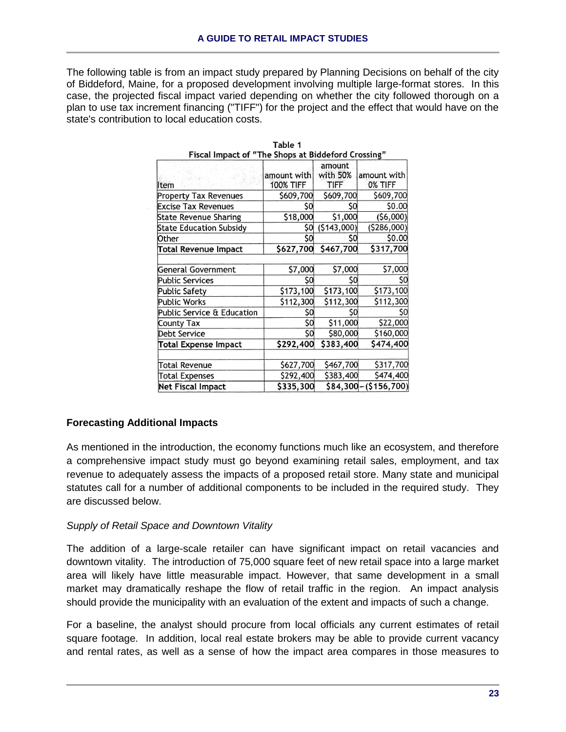The following table is from an impact study prepared by Planning Decisions on behalf of the city of Biddeford, Maine, for a proposed development involving multiple large-format stores. In this case, the projected fiscal impact varied depending on whether the city followed thorough on a plan to use tax increment financing ("TIFF") for the project and the effect that would have on the state's contribution to local education costs.

**Table 1**
**Fiscal Impact of "The Shops at Biddeford Crossing"**

| Item | amount with 100% TIFF | amount with 50% TIFF | amount with 0% TIFF |
|---|---|---|---|
| Property Tax Revenues | $609,700 | $609,700 | $609,700 |
| Excise Tax Revenues | $0 | $0 | $0.00 |
| State Revenue Sharing | $18,000 | $1,000 | ($6,000) |
| State Education Subsidy | $0 | ($143,000) | ($286,000) |
| Other | $0 | $0 | $0.00 |
| **Total Revenue Impact** | **$627,700** | **$467,700** | **$317,700** |
| | | | |
| General Government | $7,000 | $7,000 | $7,000 |
| Public Services | $0 | $0 | $0 |
| Public Safety | $173,100 | $173,100 | $173,100 |
| Public Works | $112,300 | $112,300 | $112,300 |
| Public Service & Education | $0 | $0 | $0 |
| County Tax | $0 | $11,000 | $22,000 |
| Debt Service | $0 | $80,000 | $160,000 |
| **Total Expense Impact** | **$292,400** | **$383,400** | **$474,400** |
| | | | |
| Total Revenue | $627,700 | $467,700 | $317,700 |
| Total Expenses | $292,400 | $383,400 | $474,400 |
| **Net Fiscal Impact** | **$335,300** | **$84,300** | **–($156,700)** |

### Forecasting Additional Impacts

As mentioned in the introduction, the economy functions much like an ecosystem, and therefore a comprehensive impact study must go beyond examining retail sales, employment, and tax revenue to adequately assess the impacts of a proposed retail store. Many state and municipal statutes call for a number of additional components to be included in the required study. They are discussed below.

*Supply of Retail Space and Downtown Vitality*

The addition of a large-scale retailer can have significant impact on retail vacancies and downtown vitality. The introduction of 75,000 square feet of new retail space into a large market area will likely have little measurable impact. However, that same development in a small market may dramatically reshape the flow of retail traffic in the region. An impact analysis should provide the municipality with an evaluation of the extent and impacts of such a change.

For a baseline, the analyst should procure from local officials any current estimates of retail square footage. In addition, local real estate brokers may be able to provide current vacancy and rental rates, as well as a sense of how the impact area compares in those measures to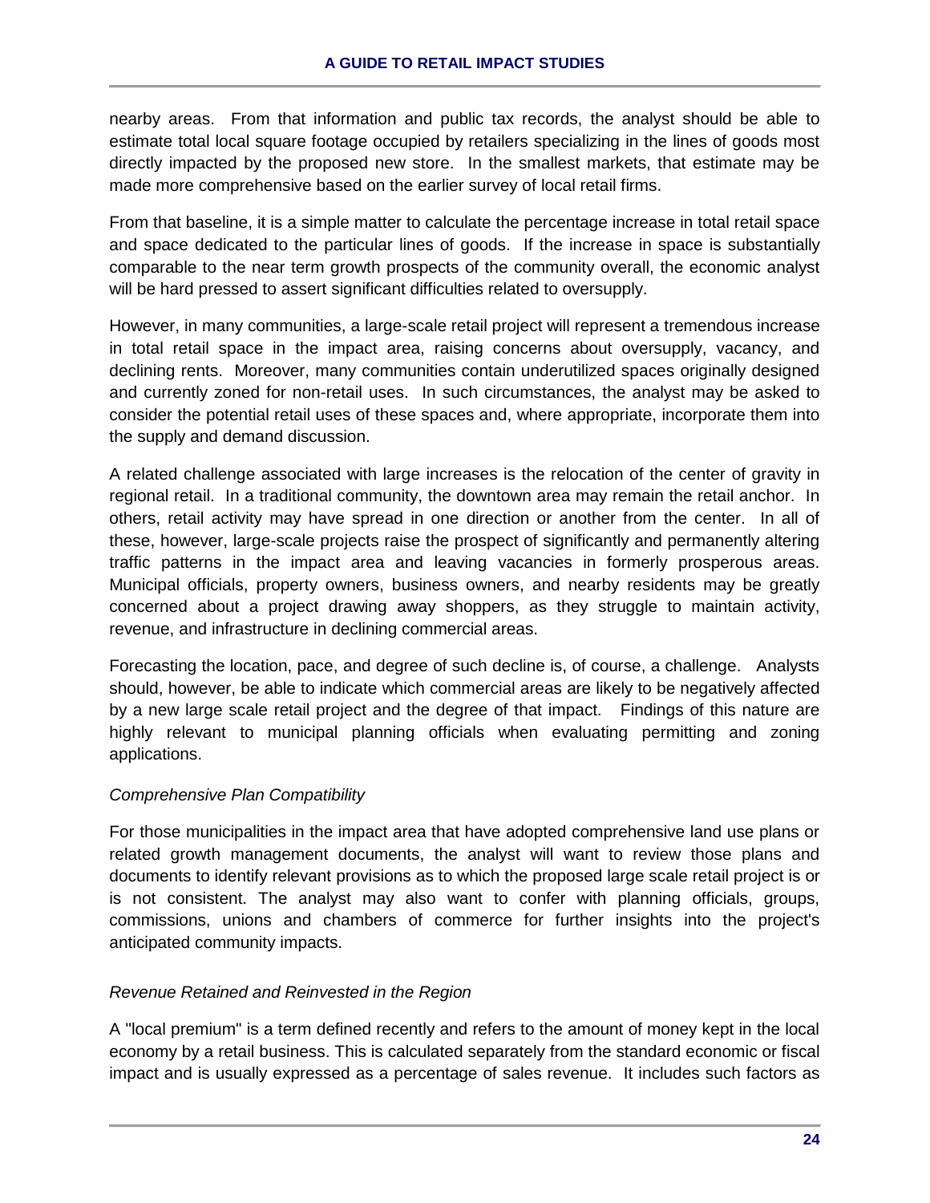nearby areas. From that information and public tax records, the analyst should be able to estimate total local square footage occupied by retailers specializing in the lines of goods most directly impacted by the proposed new store. In the smallest markets, that estimate may be made more comprehensive based on the earlier survey of local retail firms.

From that baseline, it is a simple matter to calculate the percentage increase in total retail space and space dedicated to the particular lines of goods. If the increase in space is substantially comparable to the near term growth prospects of the community overall, the economic analyst will be hard pressed to assert significant difficulties related to oversupply.

However, in many communities, a large-scale retail project will represent a tremendous increase in total retail space in the impact area, raising concerns about oversupply, vacancy, and declining rents. Moreover, many communities contain underutilized spaces originally designed and currently zoned for non-retail uses. In such circumstances, the analyst may be asked to consider the potential retail uses of these spaces and, where appropriate, incorporate them into the supply and demand discussion.

A related challenge associated with large increases is the relocation of the center of gravity in regional retail. In a traditional community, the downtown area may remain the retail anchor. In others, retail activity may have spread in one direction or another from the center. In all of these, however, large-scale projects raise the prospect of significantly and permanently altering traffic patterns in the impact area and leaving vacancies in formerly prosperous areas. Municipal officials, property owners, business owners, and nearby residents may be greatly concerned about a project drawing away shoppers, as they struggle to maintain activity, revenue, and infrastructure in declining commercial areas.

Forecasting the location, pace, and degree of such decline is, of course, a challenge. Analysts should, however, be able to indicate which commercial areas are likely to be negatively affected by a new large scale retail project and the degree of that impact. Findings of this nature are highly relevant to municipal planning officials when evaluating permitting and zoning applications.

*Comprehensive Plan Compatibility*

For those municipalities in the impact area that have adopted comprehensive land use plans or related growth management documents, the analyst will want to review those plans and documents to identify relevant provisions as to which the proposed large scale retail project is or is not consistent. The analyst may also want to confer with planning officials, groups, commissions, unions and chambers of commerce for further insights into the project's anticipated community impacts.

*Revenue Retained and Reinvested in the Region*

A "local premium" is a term defined recently and refers to the amount of money kept in the local economy by a retail business. This is calculated separately from the standard economic or fiscal impact and is usually expressed as a percentage of sales revenue. It includes such factors as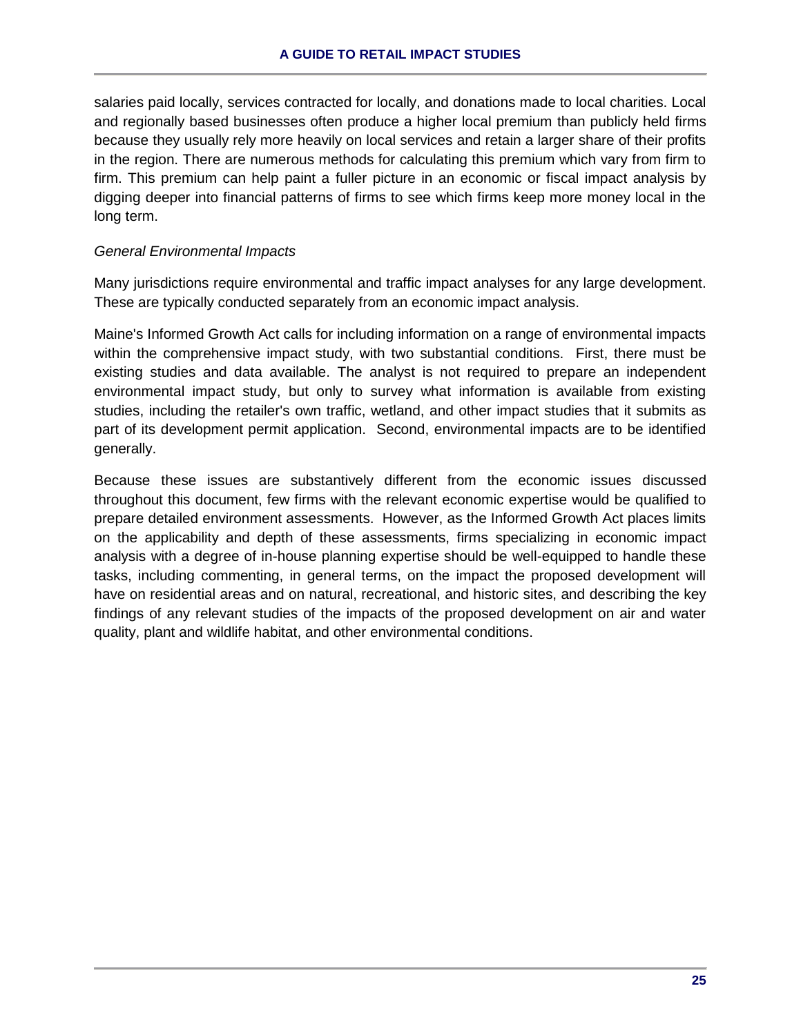salaries paid locally, services contracted for locally, and donations made to local charities. Local and regionally based businesses often produce a higher local premium than publicly held firms because they usually rely more heavily on local services and retain a larger share of their profits in the region. There are numerous methods for calculating this premium which vary from firm to firm. This premium can help paint a fuller picture in an economic or fiscal impact analysis by digging deeper into financial patterns of firms to see which firms keep more money local in the long term.

*General Environmental Impacts*

Many jurisdictions require environmental and traffic impact analyses for any large development. These are typically conducted separately from an economic impact analysis.

Maine's Informed Growth Act calls for including information on a range of environmental impacts within the comprehensive impact study, with two substantial conditions. First, there must be existing studies and data available. The analyst is not required to prepare an independent environmental impact study, but only to survey what information is available from existing studies, including the retailer's own traffic, wetland, and other impact studies that it submits as part of its development permit application. Second, environmental impacts are to be identified generally.

Because these issues are substantively different from the economic issues discussed throughout this document, few firms with the relevant economic expertise would be qualified to prepare detailed environment assessments. However, as the Informed Growth Act places limits on the applicability and depth of these assessments, firms specializing in economic impact analysis with a degree of in-house planning expertise should be well-equipped to handle these tasks, including commenting, in general terms, on the impact the proposed development will have on residential areas and on natural, recreational, and historic sites, and describing the key findings of any relevant studies of the impacts of the proposed development on air and water quality, plant and wildlife habitat, and other environmental conditions.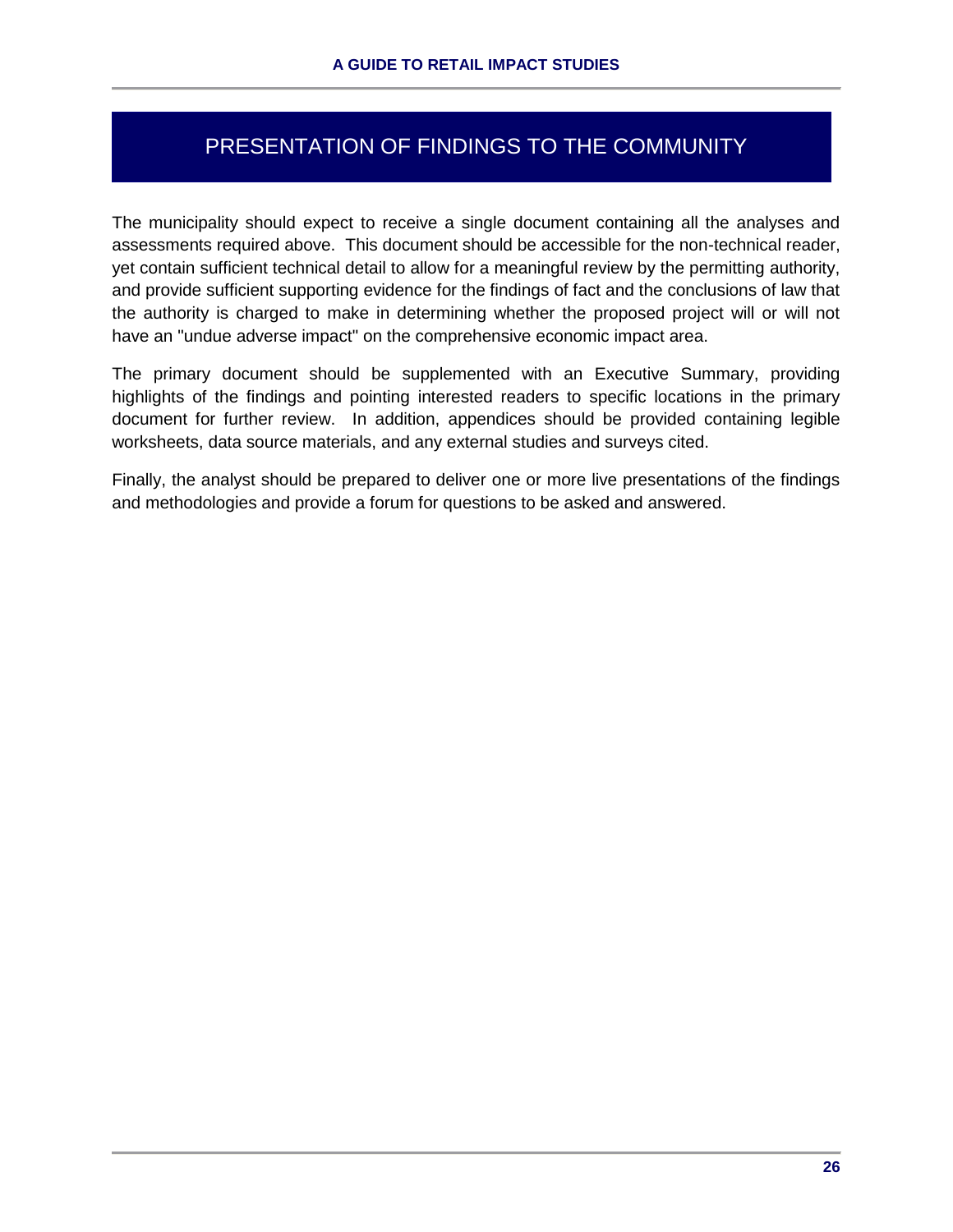# PRESENTATION OF FINDINGS TO THE COMMUNITY

The municipality should expect to receive a single document containing all the analyses and assessments required above. This document should be accessible for the non-technical reader, yet contain sufficient technical detail to allow for a meaningful review by the permitting authority, and provide sufficient supporting evidence for the findings of fact and the conclusions of law that the authority is charged to make in determining whether the proposed project will or will not have an "undue adverse impact" on the comprehensive economic impact area.

The primary document should be supplemented with an Executive Summary, providing highlights of the findings and pointing interested readers to specific locations in the primary document for further review. In addition, appendices should be provided containing legible worksheets, data source materials, and any external studies and surveys cited.

Finally, the analyst should be prepared to deliver one or more live presentations of the findings and methodologies and provide a forum for questions to be asked and answered.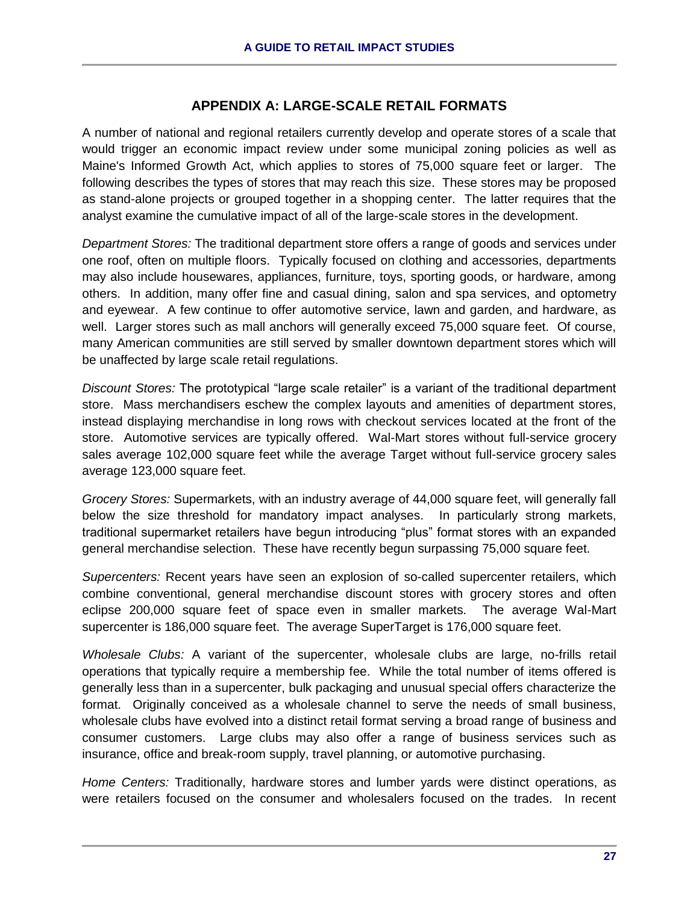## APPENDIX A: LARGE-SCALE RETAIL FORMATS

A number of national and regional retailers currently develop and operate stores of a scale that would trigger an economic impact review under some municipal zoning policies as well as Maine's Informed Growth Act, which applies to stores of 75,000 square feet or larger. The following describes the types of stores that may reach this size. These stores may be proposed as stand-alone projects or grouped together in a shopping center. The latter requires that the analyst examine the cumulative impact of all of the large-scale stores in the development.

*Department Stores:* The traditional department store offers a range of goods and services under one roof, often on multiple floors. Typically focused on clothing and accessories, departments may also include housewares, appliances, furniture, toys, sporting goods, or hardware, among others. In addition, many offer fine and casual dining, salon and spa services, and optometry and eyewear. A few continue to offer automotive service, lawn and garden, and hardware, as well. Larger stores such as mall anchors will generally exceed 75,000 square feet. Of course, many American communities are still served by smaller downtown department stores which will be unaffected by large scale retail regulations.

*Discount Stores:* The prototypical "large scale retailer" is a variant of the traditional department store. Mass merchandisers eschew the complex layouts and amenities of department stores, instead displaying merchandise in long rows with checkout services located at the front of the store. Automotive services are typically offered. Wal-Mart stores without full-service grocery sales average 102,000 square feet while the average Target without full-service grocery sales average 123,000 square feet.

*Grocery Stores:* Supermarkets, with an industry average of 44,000 square feet, will generally fall below the size threshold for mandatory impact analyses. In particularly strong markets, traditional supermarket retailers have begun introducing "plus" format stores with an expanded general merchandise selection. These have recently begun surpassing 75,000 square feet.

*Supercenters:* Recent years have seen an explosion of so-called supercenter retailers, which combine conventional, general merchandise discount stores with grocery stores and often eclipse 200,000 square feet of space even in smaller markets. The average Wal-Mart supercenter is 186,000 square feet. The average SuperTarget is 176,000 square feet.

*Wholesale Clubs:* A variant of the supercenter, wholesale clubs are large, no-frills retail operations that typically require a membership fee. While the total number of items offered is generally less than in a supercenter, bulk packaging and unusual special offers characterize the format. Originally conceived as a wholesale channel to serve the needs of small business, wholesale clubs have evolved into a distinct retail format serving a broad range of business and consumer customers. Large clubs may also offer a range of business services such as insurance, office and break-room supply, travel planning, or automotive purchasing.

*Home Centers:* Traditionally, hardware stores and lumber yards were distinct operations, as were retailers focused on the consumer and wholesalers focused on the trades. In recent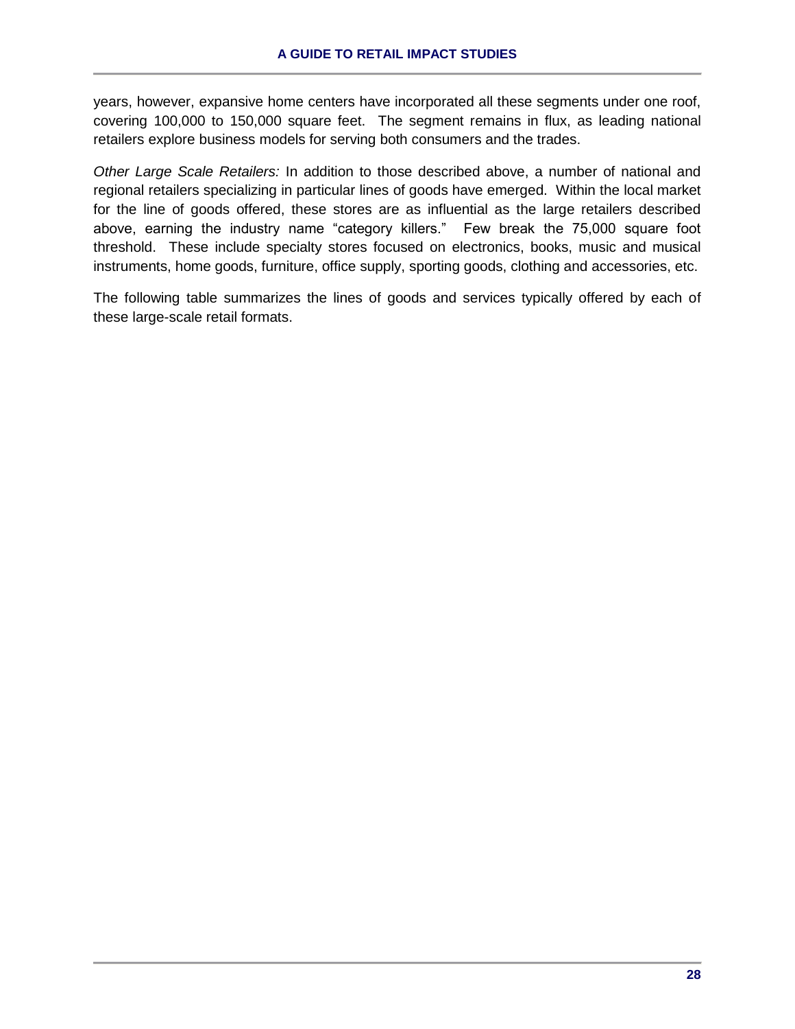years, however, expansive home centers have incorporated all these segments under one roof, covering 100,000 to 150,000 square feet. The segment remains in flux, as leading national retailers explore business models for serving both consumers and the trades.

*Other Large Scale Retailers:* In addition to those described above, a number of national and regional retailers specializing in particular lines of goods have emerged. Within the local market for the line of goods offered, these stores are as influential as the large retailers described above, earning the industry name "category killers." Few break the 75,000 square foot threshold. These include specialty stores focused on electronics, books, music and musical instruments, home goods, furniture, office supply, sporting goods, clothing and accessories, etc.

The following table summarizes the lines of goods and services typically offered by each of these large-scale retail formats.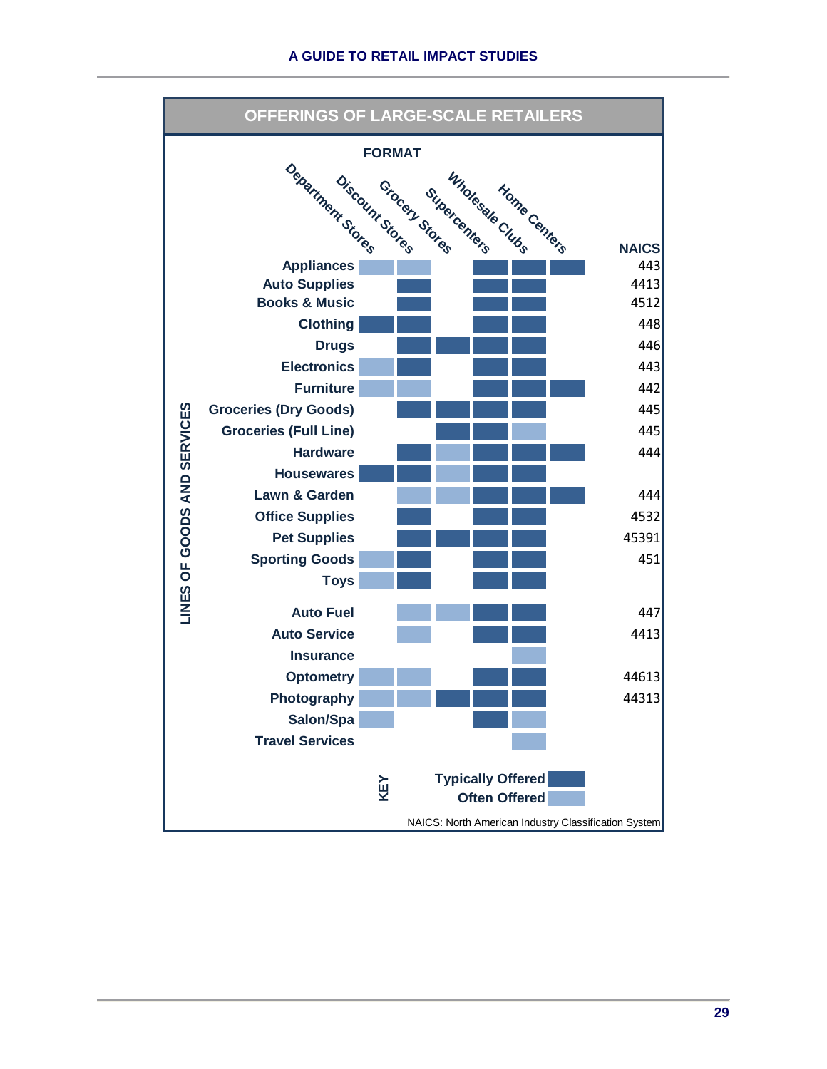## OFFERINGS OF LARGE-SCALE RETAILERS

FORMAT

Department Stores
Discount Stores
Grocery Stores
Supercenters
Wholesale Clubs
Home Centers

NAICS

LINES OF GOODS AND SERVICES

Appliances 443
Auto Supplies 4413
Books & Music 4512
Clothing 448
Drugs 446
Electronics 443
Furniture 442
Groceries (Dry Goods) 445
Groceries (Full Line) 445
Hardware 444
Housewares
Lawn & Garden 444
Office Supplies 4532
Pet Supplies 45391
Sporting Goods 451
Toys

Auto Fuel 447
Auto Service 4413
Insurance
Optometry 44613
Photography 44313
Salon/Spa
Travel Services

KEY
Typically Offered
Often Offered

NAICS: North American Industry Classification System